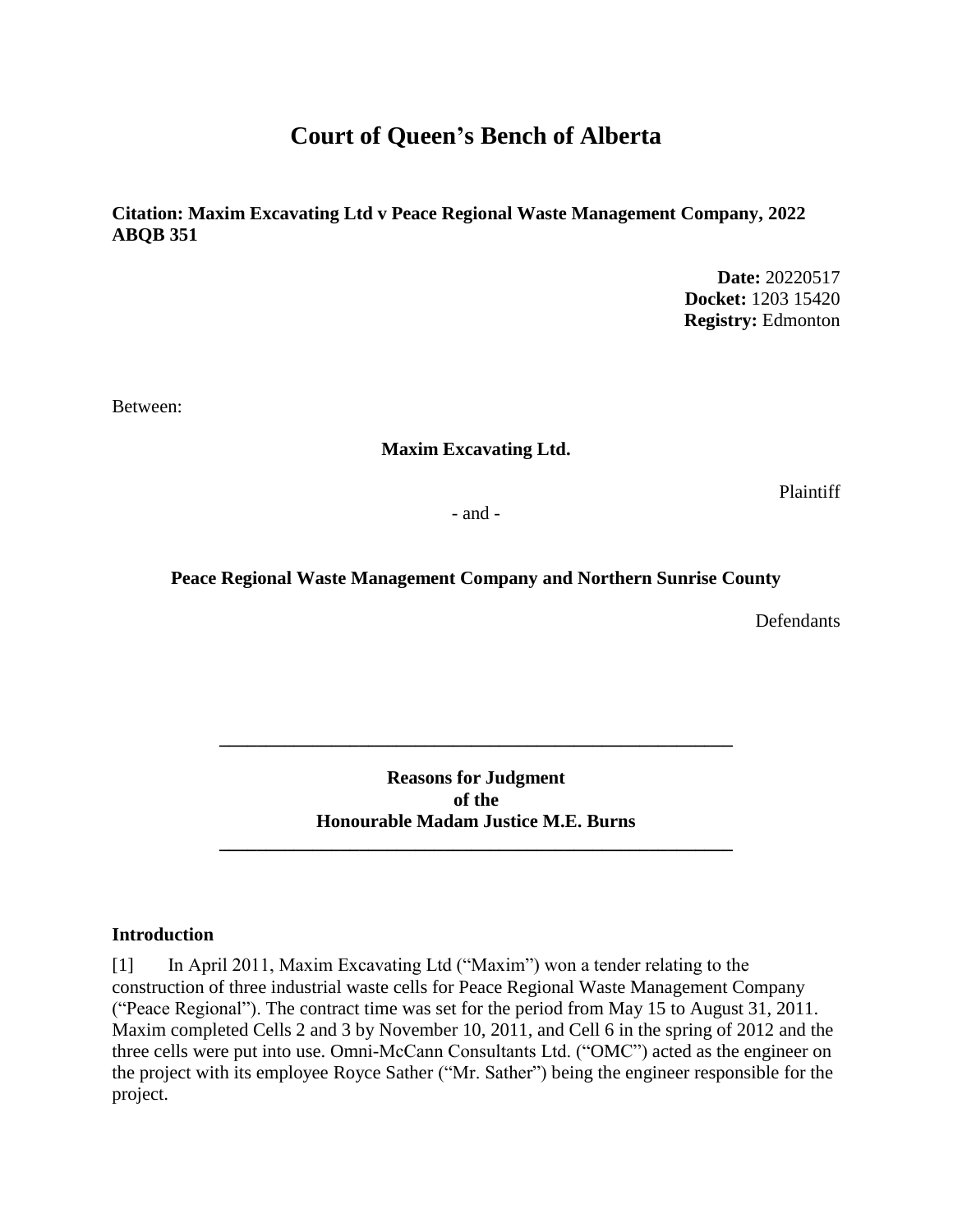# Court of Queen's Bench of Alberta

**Citation: Maxim Excavating Ltd v Peace Regional Waste Management Company, 2022 ABQB 351**

**Date:** 20220517
**Docket:** 1203 15420
**Registry:** Edmonton

Between:

**Maxim Excavating Ltd.**

Plaintiff

- and -

**Peace Regional Waste Management Company and Northern Sunrise County**

Defendants

---

**Reasons for Judgment**
**of the**
**Honourable Madam Justice M.E. Burns**

---

## Introduction

[1] In April 2011, Maxim Excavating Ltd ("Maxim") won a tender relating to the construction of three industrial waste cells for Peace Regional Waste Management Company ("Peace Regional"). The contract time was set for the period from May 15 to August 31, 2011. Maxim completed Cells 2 and 3 by November 10, 2011, and Cell 6 in the spring of 2012 and the three cells were put into use. Omni-McCann Consultants Ltd. ("OMC") acted as the engineer on the project with its employee Royce Sather ("Mr. Sather") being the engineer responsible for the project.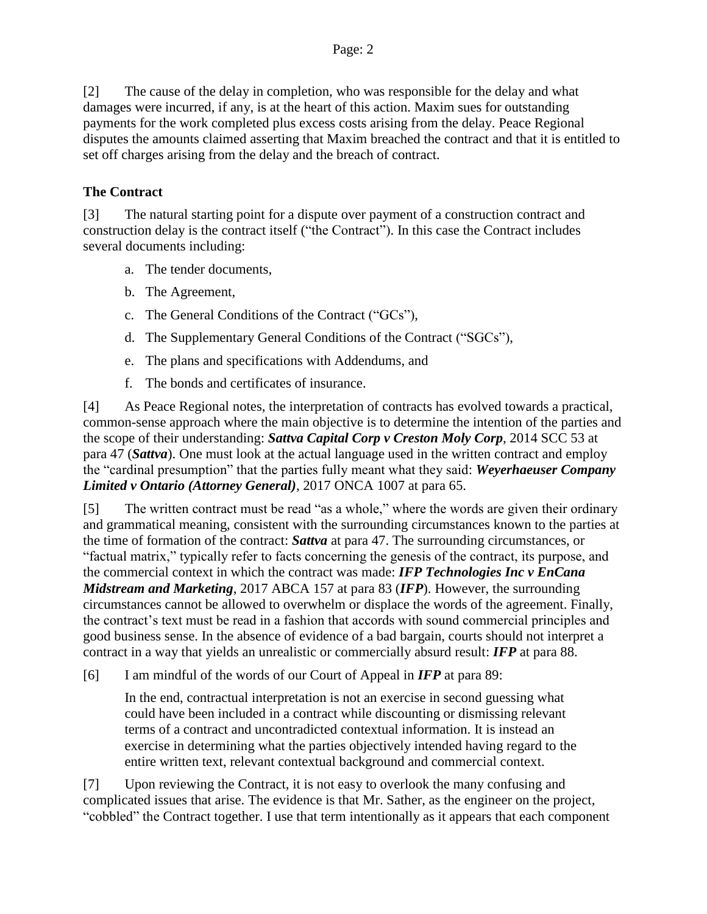[2] The cause of the delay in completion, who was responsible for the delay and what damages were incurred, if any, is at the heart of this action. Maxim sues for outstanding payments for the work completed plus excess costs arising from the delay. Peace Regional disputes the amounts claimed asserting that Maxim breached the contract and that it is entitled to set off charges arising from the delay and the breach of contract.

## The Contract

[3] The natural starting point for a dispute over payment of a construction contract and construction delay is the contract itself ("the Contract"). In this case the Contract includes several documents including:

a. The tender documents,

b. The Agreement,

c. The General Conditions of the Contract ("GCs"),

d. The Supplementary General Conditions of the Contract ("SGCs"),

e. The plans and specifications with Addendums, and

f. The bonds and certificates of insurance.

[4] As Peace Regional notes, the interpretation of contracts has evolved towards a practical, common-sense approach where the main objective is to determine the intention of the parties and the scope of their understanding: ***Sattva Capital Corp v Creston Moly Corp***, 2014 SCC 53 at para 47 (***Sattva***). One must look at the actual language used in the written contract and employ the "cardinal presumption" that the parties fully meant what they said: ***Weyerhaeuser Company Limited v Ontario (Attorney General)***, 2017 ONCA 1007 at para 65.

[5] The written contract must be read "as a whole," where the words are given their ordinary and grammatical meaning, consistent with the surrounding circumstances known to the parties at the time of formation of the contract: ***Sattva*** at para 47. The surrounding circumstances, or "factual matrix," typically refer to facts concerning the genesis of the contract, its purpose, and the commercial context in which the contract was made: ***IFP Technologies Inc v EnCana Midstream and Marketing***, 2017 ABCA 157 at para 83 (***IFP***). However, the surrounding circumstances cannot be allowed to overwhelm or displace the words of the agreement. Finally, the contract's text must be read in a fashion that accords with sound commercial principles and good business sense. In the absence of evidence of a bad bargain, courts should not interpret a contract in a way that yields an unrealistic or commercially absurd result: ***IFP*** at para 88.

[6] I am mindful of the words of our Court of Appeal in ***IFP*** at para 89:

> In the end, contractual interpretation is not an exercise in second guessing what could have been included in a contract while discounting or dismissing relevant terms of a contract and uncontradicted contextual information. It is instead an exercise in determining what the parties objectively intended having regard to the entire written text, relevant contextual background and commercial context.

[7] Upon reviewing the Contract, it is not easy to overlook the many confusing and complicated issues that arise. The evidence is that Mr. Sather, as the engineer on the project, "cobbled" the Contract together. I use that term intentionally as it appears that each component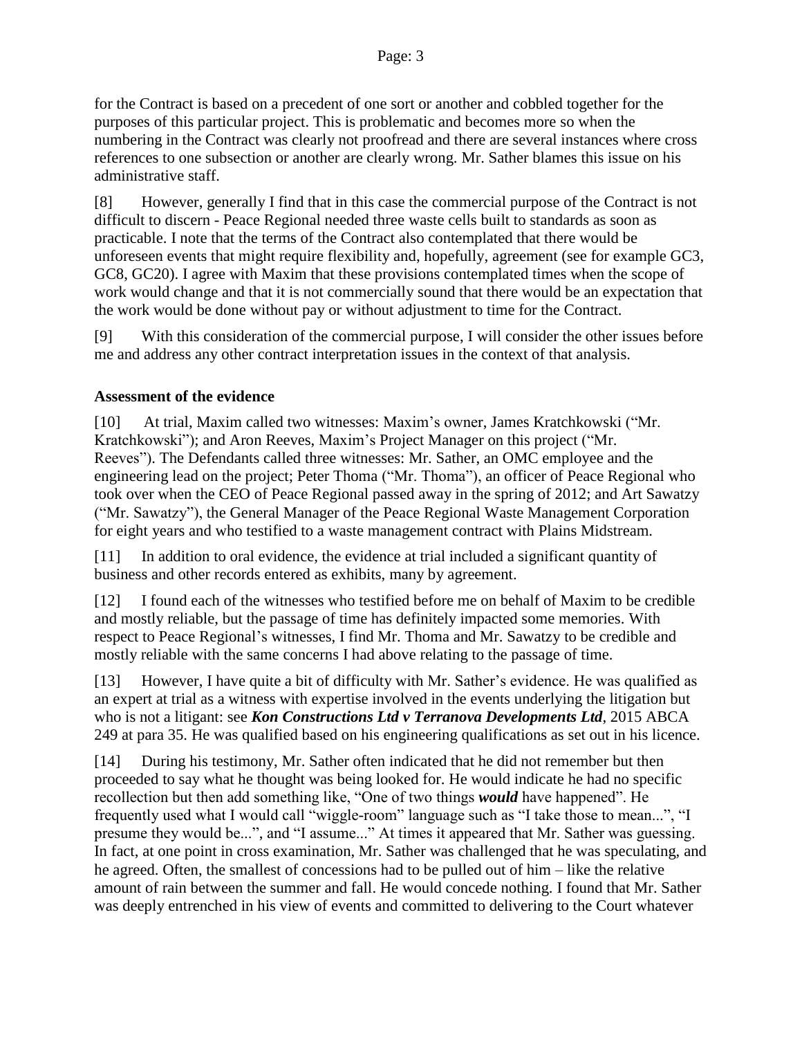for the Contract is based on a precedent of one sort or another and cobbled together for the purposes of this particular project. This is problematic and becomes more so when the numbering in the Contract was clearly not proofread and there are several instances where cross references to one subsection or another are clearly wrong. Mr. Sather blames this issue on his administrative staff.

[8] However, generally I find that in this case the commercial purpose of the Contract is not difficult to discern - Peace Regional needed three waste cells built to standards as soon as practicable. I note that the terms of the Contract also contemplated that there would be unforeseen events that might require flexibility and, hopefully, agreement (see for example GC3, GC8, GC20). I agree with Maxim that these provisions contemplated times when the scope of work would change and that it is not commercially sound that there would be an expectation that the work would be done without pay or without adjustment to time for the Contract.

[9] With this consideration of the commercial purpose, I will consider the other issues before me and address any other contract interpretation issues in the context of that analysis.

**Assessment of the evidence**

[10] At trial, Maxim called two witnesses: Maxim's owner, James Kratchkowski ("Mr. Kratchkowski"); and Aron Reeves, Maxim's Project Manager on this project ("Mr. Reeves"). The Defendants called three witnesses: Mr. Sather, an OMC employee and the engineering lead on the project; Peter Thoma ("Mr. Thoma"), an officer of Peace Regional who took over when the CEO of Peace Regional passed away in the spring of 2012; and Art Sawatzy ("Mr. Sawatzy"), the General Manager of the Peace Regional Waste Management Corporation for eight years and who testified to a waste management contract with Plains Midstream.

[11] In addition to oral evidence, the evidence at trial included a significant quantity of business and other records entered as exhibits, many by agreement.

[12] I found each of the witnesses who testified before me on behalf of Maxim to be credible and mostly reliable, but the passage of time has definitely impacted some memories. With respect to Peace Regional's witnesses, I find Mr. Thoma and Mr. Sawatzy to be credible and mostly reliable with the same concerns I had above relating to the passage of time.

[13] However, I have quite a bit of difficulty with Mr. Sather's evidence. He was qualified as an expert at trial as a witness with expertise involved in the events underlying the litigation but who is not a litigant: see ***Kon Constructions Ltd v Terranova Developments Ltd***, 2015 ABCA 249 at para 35. He was qualified based on his engineering qualifications as set out in his licence.

[14] During his testimony, Mr. Sather often indicated that he did not remember but then proceeded to say what he thought was being looked for. He would indicate he had no specific recollection but then add something like, "One of two things ***would*** have happened". He frequently used what I would call "wiggle-room" language such as "I take those to mean...", "I presume they would be...", and "I assume..." At times it appeared that Mr. Sather was guessing. In fact, at one point in cross examination, Mr. Sather was challenged that he was speculating, and he agreed. Often, the smallest of concessions had to be pulled out of him – like the relative amount of rain between the summer and fall. He would concede nothing. I found that Mr. Sather was deeply entrenched in his view of events and committed to delivering to the Court whatever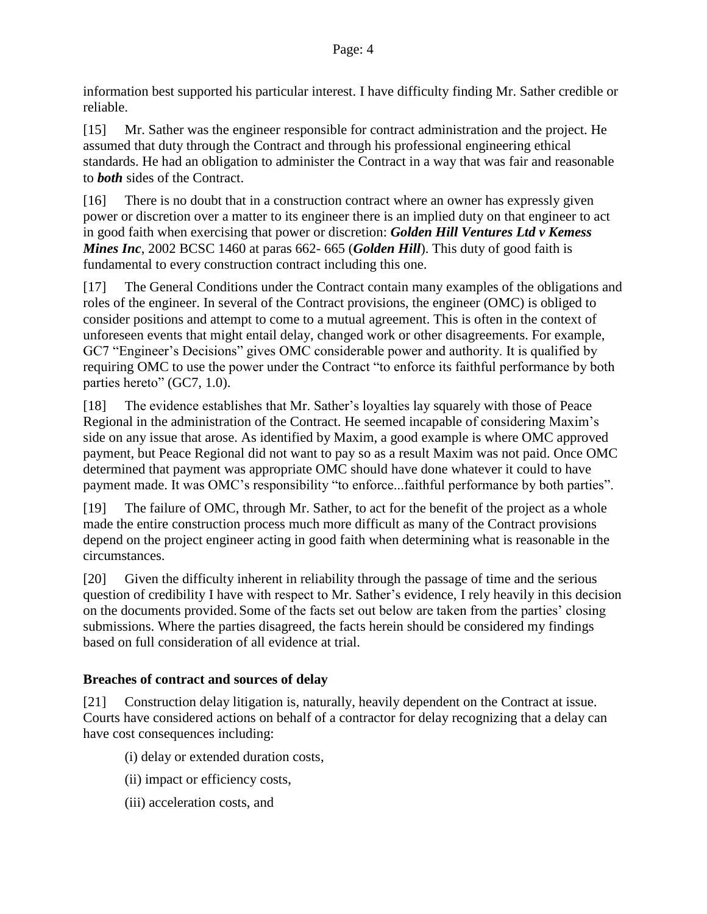information best supported his particular interest. I have difficulty finding Mr. Sather credible or reliable.

[15] Mr. Sather was the engineer responsible for contract administration and the project. He assumed that duty through the Contract and through his professional engineering ethical standards. He had an obligation to administer the Contract in a way that was fair and reasonable to ***both*** sides of the Contract.

[16] There is no doubt that in a construction contract where an owner has expressly given power or discretion over a matter to its engineer there is an implied duty on that engineer to act in good faith when exercising that power or discretion: ***Golden Hill Ventures Ltd v Kemess Mines Inc***, 2002 BCSC 1460 at paras 662- 665 (***Golden Hill***). This duty of good faith is fundamental to every construction contract including this one.

[17] The General Conditions under the Contract contain many examples of the obligations and roles of the engineer. In several of the Contract provisions, the engineer (OMC) is obliged to consider positions and attempt to come to a mutual agreement. This is often in the context of unforeseen events that might entail delay, changed work or other disagreements. For example, GC7 "Engineer's Decisions" gives OMC considerable power and authority. It is qualified by requiring OMC to use the power under the Contract "to enforce its faithful performance by both parties hereto" (GC7, 1.0).

[18] The evidence establishes that Mr. Sather's loyalties lay squarely with those of Peace Regional in the administration of the Contract. He seemed incapable of considering Maxim's side on any issue that arose. As identified by Maxim, a good example is where OMC approved payment, but Peace Regional did not want to pay so as a result Maxim was not paid. Once OMC determined that payment was appropriate OMC should have done whatever it could to have payment made. It was OMC's responsibility "to enforce...faithful performance by both parties".

[19] The failure of OMC, through Mr. Sather, to act for the benefit of the project as a whole made the entire construction process much more difficult as many of the Contract provisions depend on the project engineer acting in good faith when determining what is reasonable in the circumstances.

[20] Given the difficulty inherent in reliability through the passage of time and the serious question of credibility I have with respect to Mr. Sather's evidence, I rely heavily in this decision on the documents provided. Some of the facts set out below are taken from the parties' closing submissions. Where the parties disagreed, the facts herein should be considered my findings based on full consideration of all evidence at trial.

### Breaches of contract and sources of delay

[21] Construction delay litigation is, naturally, heavily dependent on the Contract at issue. Courts have considered actions on behalf of a contractor for delay recognizing that a delay can have cost consequences including:

(i) delay or extended duration costs,

(ii) impact or efficiency costs,

(iii) acceleration costs, and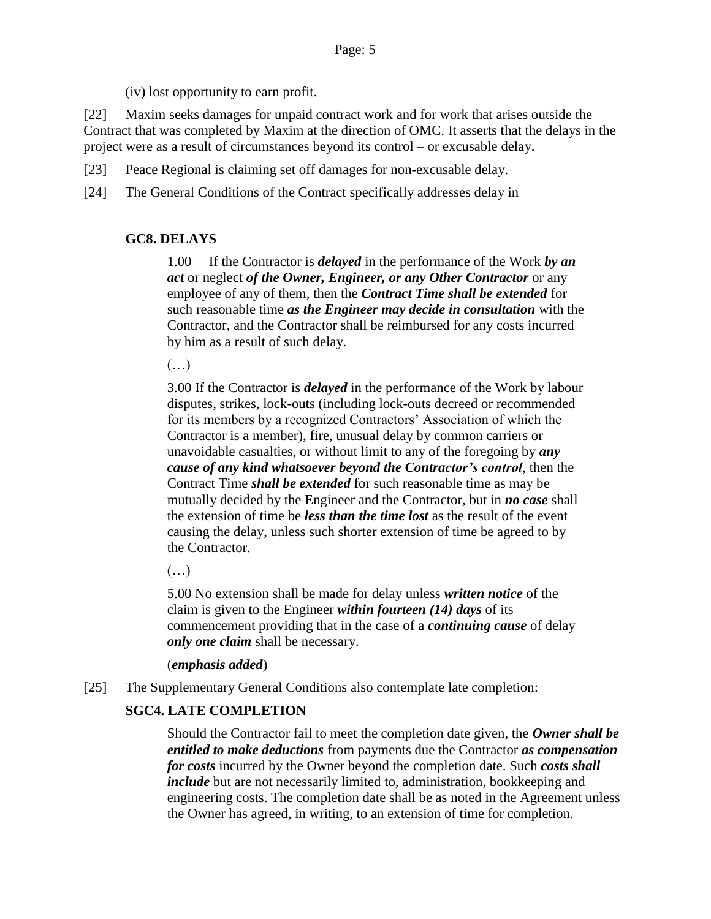(iv) lost opportunity to earn profit.

[22] Maxim seeks damages for unpaid contract work and for work that arises outside the Contract that was completed by Maxim at the direction of OMC. It asserts that the delays in the project were as a result of circumstances beyond its control – or excusable delay.

[23] Peace Regional is claiming set off damages for non-excusable delay.

[24] The General Conditions of the Contract specifically addresses delay in

**GC8. DELAYS**

> 1.00 If the Contractor is ***delayed*** in the performance of the Work ***by an act*** or neglect ***of the Owner, Engineer, or any Other Contractor*** or any employee of any of them, then the ***Contract Time shall be extended*** for such reasonable time ***as the Engineer may decide in consultation*** with the Contractor, and the Contractor shall be reimbursed for any costs incurred by him as a result of such delay.
>
> (…)
>
> 3.00 If the Contractor is ***delayed*** in the performance of the Work by labour disputes, strikes, lock-outs (including lock-outs decreed or recommended for its members by a recognized Contractors' Association of which the Contractor is a member), fire, unusual delay by common carriers or unavoidable casualties, or without limit to any of the foregoing by ***any cause of any kind whatsoever beyond the Contractor's control***, then the Contract Time ***shall be extended*** for such reasonable time as may be mutually decided by the Engineer and the Contractor, but in ***no case*** shall the extension of time be ***less than the time lost*** as the result of the event causing the delay, unless such shorter extension of time be agreed to by the Contractor.
>
> (…)
>
> 5.00 No extension shall be made for delay unless ***written notice*** of the claim is given to the Engineer ***within fourteen (14) days*** of its commencement providing that in the case of a ***continuing cause*** of delay ***only one claim*** shall be necessary.
>
> (***emphasis added***)

[25] The Supplementary General Conditions also contemplate late completion:

**SGC4. LATE COMPLETION**

> Should the Contractor fail to meet the completion date given, the ***Owner shall be entitled to make deductions*** from payments due the Contractor ***as compensation for costs*** incurred by the Owner beyond the completion date. Such ***costs shall include*** but are not necessarily limited to, administration, bookkeeping and engineering costs. The completion date shall be as noted in the Agreement unless the Owner has agreed, in writing, to an extension of time for completion.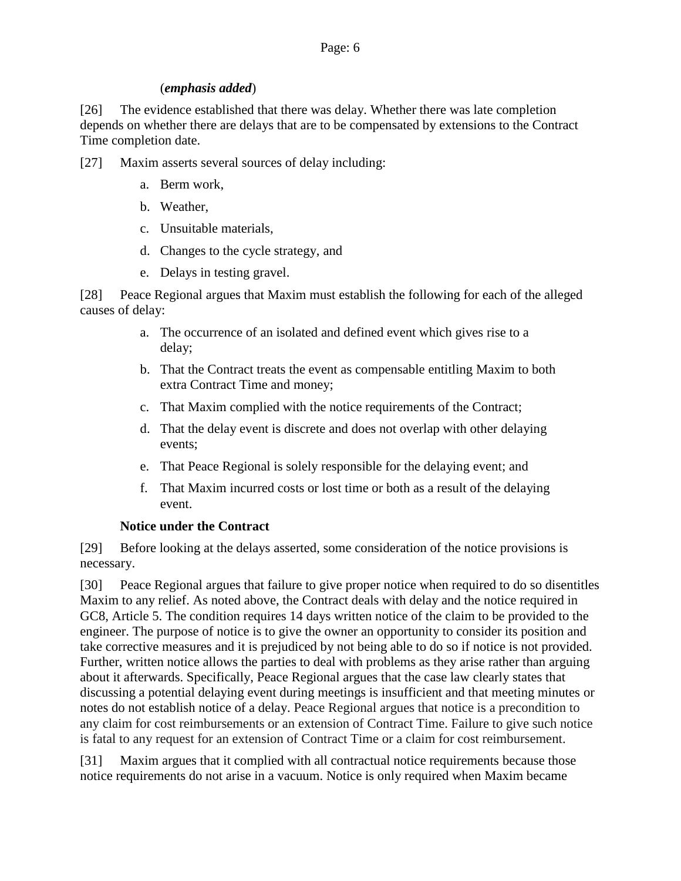(***emphasis added***)

[26] The evidence established that there was delay. Whether there was late completion depends on whether there are delays that are to be compensated by extensions to the Contract Time completion date.

[27] Maxim asserts several sources of delay including:

a. Berm work,

b. Weather,

c. Unsuitable materials,

d. Changes to the cycle strategy, and

e. Delays in testing gravel.

[28] Peace Regional argues that Maxim must establish the following for each of the alleged causes of delay:

a. The occurrence of an isolated and defined event which gives rise to a delay;

b. That the Contract treats the event as compensable entitling Maxim to both extra Contract Time and money;

c. That Maxim complied with the notice requirements of the Contract;

d. That the delay event is discrete and does not overlap with other delaying events;

e. That Peace Regional is solely responsible for the delaying event; and

f. That Maxim incurred costs or lost time or both as a result of the delaying event.

**Notice under the Contract**

[29] Before looking at the delays asserted, some consideration of the notice provisions is necessary.

[30] Peace Regional argues that failure to give proper notice when required to do so disentitles Maxim to any relief. As noted above, the Contract deals with delay and the notice required in GC8, Article 5. The condition requires 14 days written notice of the claim to be provided to the engineer. The purpose of notice is to give the owner an opportunity to consider its position and take corrective measures and it is prejudiced by not being able to do so if notice is not provided. Further, written notice allows the parties to deal with problems as they arise rather than arguing about it afterwards. Specifically, Peace Regional argues that the case law clearly states that discussing a potential delaying event during meetings is insufficient and that meeting minutes or notes do not establish notice of a delay. Peace Regional argues that notice is a precondition to any claim for cost reimbursements or an extension of Contract Time. Failure to give such notice is fatal to any request for an extension of Contract Time or a claim for cost reimbursement.

[31] Maxim argues that it complied with all contractual notice requirements because those notice requirements do not arise in a vacuum. Notice is only required when Maxim became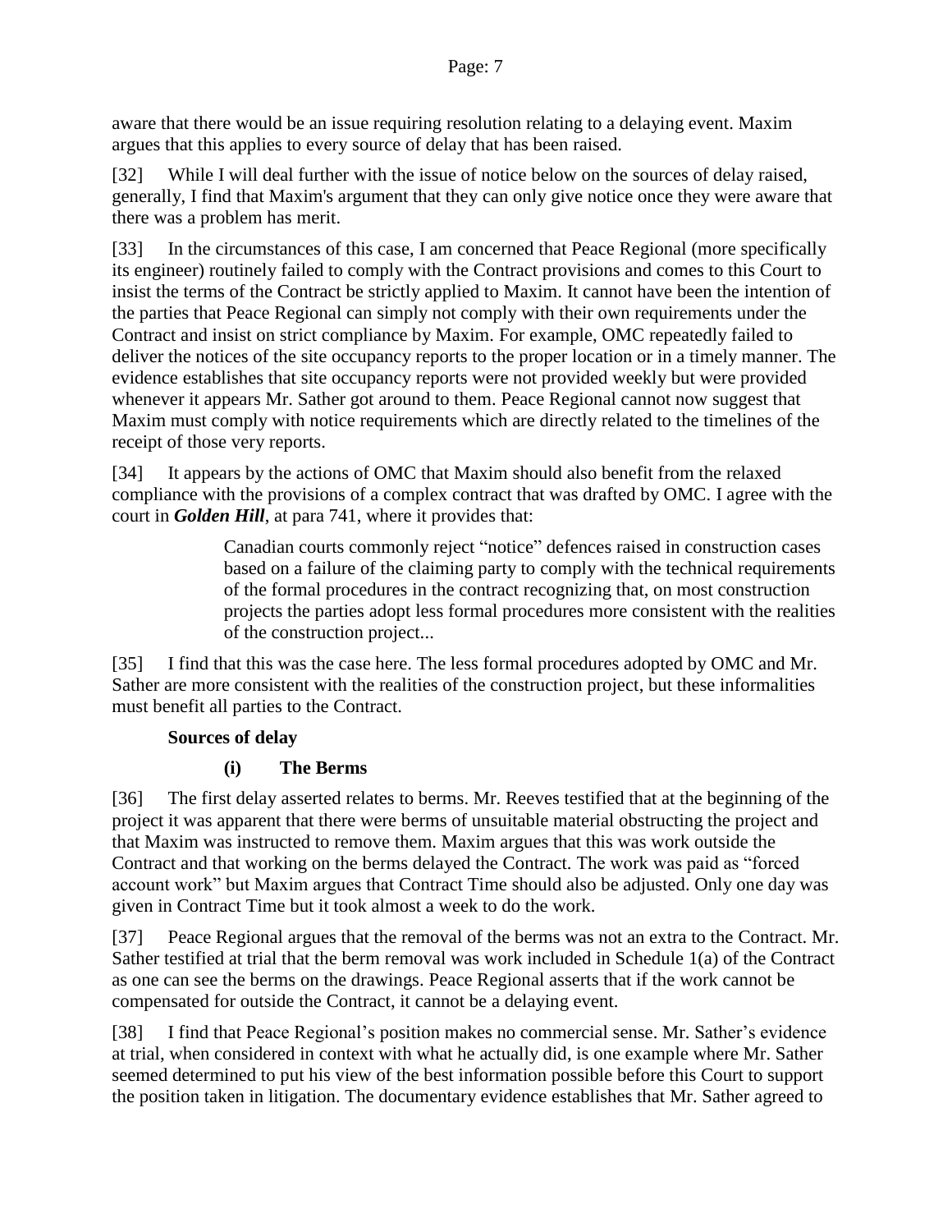aware that there would be an issue requiring resolution relating to a delaying event. Maxim argues that this applies to every source of delay that has been raised.

[32] While I will deal further with the issue of notice below on the sources of delay raised, generally, I find that Maxim's argument that they can only give notice once they were aware that there was a problem has merit.

[33] In the circumstances of this case, I am concerned that Peace Regional (more specifically its engineer) routinely failed to comply with the Contract provisions and comes to this Court to insist the terms of the Contract be strictly applied to Maxim. It cannot have been the intention of the parties that Peace Regional can simply not comply with their own requirements under the Contract and insist on strict compliance by Maxim. For example, OMC repeatedly failed to deliver the notices of the site occupancy reports to the proper location or in a timely manner. The evidence establishes that site occupancy reports were not provided weekly but were provided whenever it appears Mr. Sather got around to them. Peace Regional cannot now suggest that Maxim must comply with notice requirements which are directly related to the timelines of the receipt of those very reports.

[34] It appears by the actions of OMC that Maxim should also benefit from the relaxed compliance with the provisions of a complex contract that was drafted by OMC. I agree with the court in ***Golden Hill***, at para 741, where it provides that:

> Canadian courts commonly reject "notice" defences raised in construction cases based on a failure of the claiming party to comply with the technical requirements of the formal procedures in the contract recognizing that, on most construction projects the parties adopt less formal procedures more consistent with the realities of the construction project...

[35] I find that this was the case here. The less formal procedures adopted by OMC and Mr. Sather are more consistent with the realities of the construction project, but these informalities must benefit all parties to the Contract.

**Sources of delay**

**(i) The Berms**

[36] The first delay asserted relates to berms. Mr. Reeves testified that at the beginning of the project it was apparent that there were berms of unsuitable material obstructing the project and that Maxim was instructed to remove them. Maxim argues that this was work outside the Contract and that working on the berms delayed the Contract. The work was paid as "forced account work" but Maxim argues that Contract Time should also be adjusted. Only one day was given in Contract Time but it took almost a week to do the work.

[37] Peace Regional argues that the removal of the berms was not an extra to the Contract. Mr. Sather testified at trial that the berm removal was work included in Schedule 1(a) of the Contract as one can see the berms on the drawings. Peace Regional asserts that if the work cannot be compensated for outside the Contract, it cannot be a delaying event.

[38] I find that Peace Regional's position makes no commercial sense. Mr. Sather's evidence at trial, when considered in context with what he actually did, is one example where Mr. Sather seemed determined to put his view of the best information possible before this Court to support the position taken in litigation. The documentary evidence establishes that Mr. Sather agreed to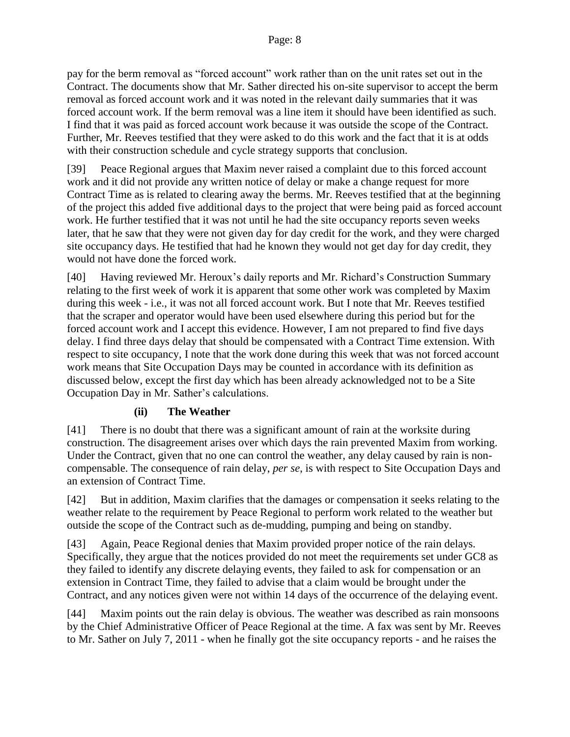pay for the berm removal as "forced account" work rather than on the unit rates set out in the Contract. The documents show that Mr. Sather directed his on-site supervisor to accept the berm removal as forced account work and it was noted in the relevant daily summaries that it was forced account work. If the berm removal was a line item it should have been identified as such. I find that it was paid as forced account work because it was outside the scope of the Contract. Further, Mr. Reeves testified that they were asked to do this work and the fact that it is at odds with their construction schedule and cycle strategy supports that conclusion.

[39] Peace Regional argues that Maxim never raised a complaint due to this forced account work and it did not provide any written notice of delay or make a change request for more Contract Time as is related to clearing away the berms. Mr. Reeves testified that at the beginning of the project this added five additional days to the project that were being paid as forced account work. He further testified that it was not until he had the site occupancy reports seven weeks later, that he saw that they were not given day for day credit for the work, and they were charged site occupancy days. He testified that had he known they would not get day for day credit, they would not have done the forced work.

[40] Having reviewed Mr. Heroux's daily reports and Mr. Richard's Construction Summary relating to the first week of work it is apparent that some other work was completed by Maxim during this week - i.e., it was not all forced account work. But I note that Mr. Reeves testified that the scraper and operator would have been used elsewhere during this period but for the forced account work and I accept this evidence. However, I am not prepared to find five days delay. I find three days delay that should be compensated with a Contract Time extension. With respect to site occupancy, I note that the work done during this week that was not forced account work means that Site Occupation Days may be counted in accordance with its definition as discussed below, except the first day which has been already acknowledged not to be a Site Occupation Day in Mr. Sather's calculations.

### (ii) The Weather

[41] There is no doubt that there was a significant amount of rain at the worksite during construction. The disagreement arises over which days the rain prevented Maxim from working. Under the Contract, given that no one can control the weather, any delay caused by rain is non-compensable. The consequence of rain delay, *per se*, is with respect to Site Occupation Days and an extension of Contract Time.

[42] But in addition, Maxim clarifies that the damages or compensation it seeks relating to the weather relate to the requirement by Peace Regional to perform work related to the weather but outside the scope of the Contract such as de-mudding, pumping and being on standby.

[43] Again, Peace Regional denies that Maxim provided proper notice of the rain delays. Specifically, they argue that the notices provided do not meet the requirements set under GC8 as they failed to identify any discrete delaying events, they failed to ask for compensation or an extension in Contract Time, they failed to advise that a claim would be brought under the Contract, and any notices given were not within 14 days of the occurrence of the delaying event.

[44] Maxim points out the rain delay is obvious. The weather was described as rain monsoons by the Chief Administrative Officer of Peace Regional at the time. A fax was sent by Mr. Reeves to Mr. Sather on July 7, 2011 - when he finally got the site occupancy reports - and he raises the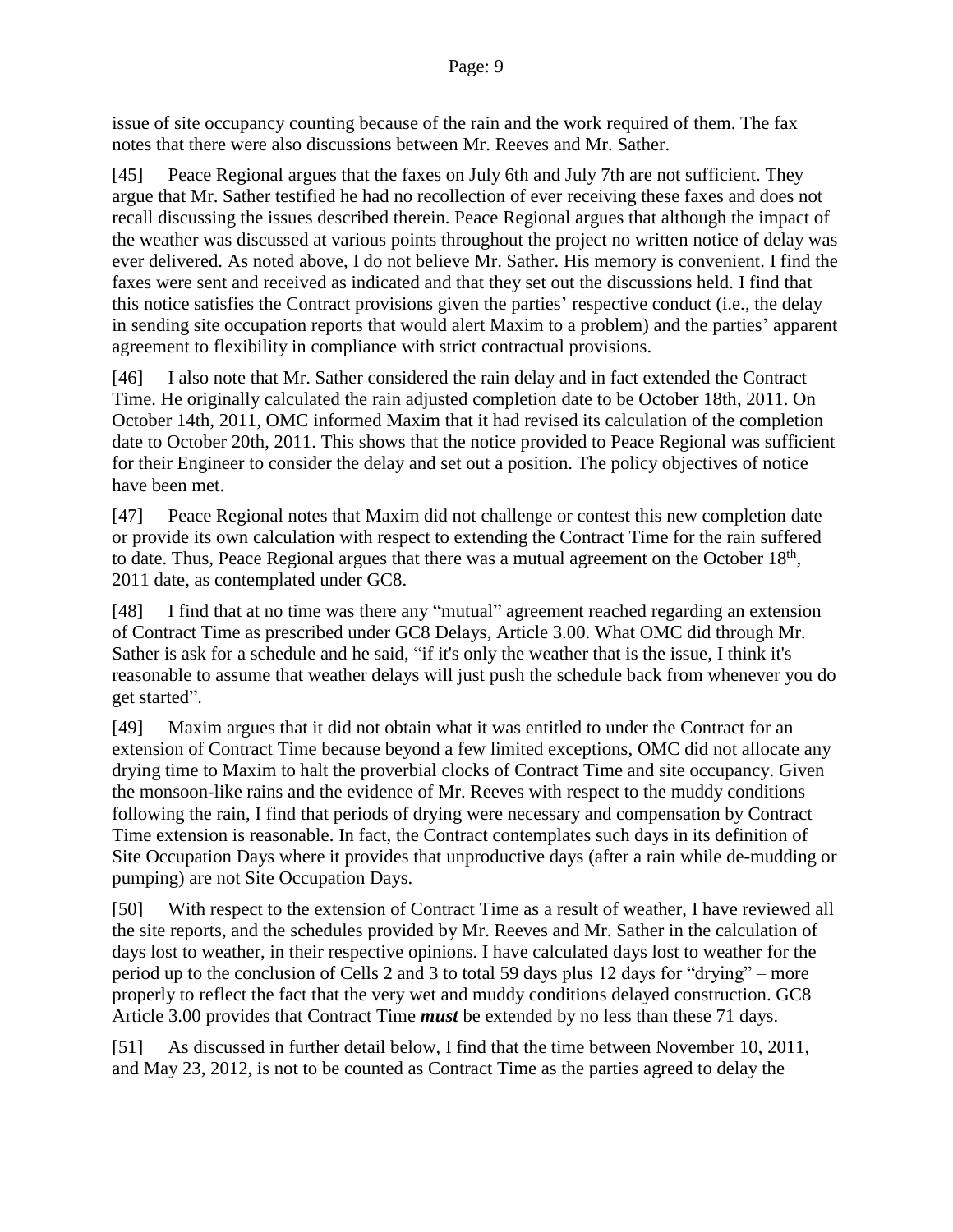issue of site occupancy counting because of the rain and the work required of them. The fax notes that there were also discussions between Mr. Reeves and Mr. Sather.

[45] Peace Regional argues that the faxes on July 6th and July 7th are not sufficient. They argue that Mr. Sather testified he had no recollection of ever receiving these faxes and does not recall discussing the issues described therein. Peace Regional argues that although the impact of the weather was discussed at various points throughout the project no written notice of delay was ever delivered. As noted above, I do not believe Mr. Sather. His memory is convenient. I find the faxes were sent and received as indicated and that they set out the discussions held. I find that this notice satisfies the Contract provisions given the parties' respective conduct (i.e., the delay in sending site occupation reports that would alert Maxim to a problem) and the parties' apparent agreement to flexibility in compliance with strict contractual provisions.

[46] I also note that Mr. Sather considered the rain delay and in fact extended the Contract Time. He originally calculated the rain adjusted completion date to be October 18th, 2011. On October 14th, 2011, OMC informed Maxim that it had revised its calculation of the completion date to October 20th, 2011. This shows that the notice provided to Peace Regional was sufficient for their Engineer to consider the delay and set out a position. The policy objectives of notice have been met.

[47] Peace Regional notes that Maxim did not challenge or contest this new completion date or provide its own calculation with respect to extending the Contract Time for the rain suffered to date. Thus, Peace Regional argues that there was a mutual agreement on the October 18th, 2011 date, as contemplated under GC8.

[48] I find that at no time was there any "mutual" agreement reached regarding an extension of Contract Time as prescribed under GC8 Delays, Article 3.00. What OMC did through Mr. Sather is ask for a schedule and he said, "if it's only the weather that is the issue, I think it's reasonable to assume that weather delays will just push the schedule back from whenever you do get started".

[49] Maxim argues that it did not obtain what it was entitled to under the Contract for an extension of Contract Time because beyond a few limited exceptions, OMC did not allocate any drying time to Maxim to halt the proverbial clocks of Contract Time and site occupancy. Given the monsoon-like rains and the evidence of Mr. Reeves with respect to the muddy conditions following the rain, I find that periods of drying were necessary and compensation by Contract Time extension is reasonable. In fact, the Contract contemplates such days in its definition of Site Occupation Days where it provides that unproductive days (after a rain while de-mudding or pumping) are not Site Occupation Days.

[50] With respect to the extension of Contract Time as a result of weather, I have reviewed all the site reports, and the schedules provided by Mr. Reeves and Mr. Sather in the calculation of days lost to weather, in their respective opinions. I have calculated days lost to weather for the period up to the conclusion of Cells 2 and 3 to total 59 days plus 12 days for "drying" – more properly to reflect the fact that the very wet and muddy conditions delayed construction. GC8 Article 3.00 provides that Contract Time ***must*** be extended by no less than these 71 days.

[51] As discussed in further detail below, I find that the time between November 10, 2011, and May 23, 2012, is not to be counted as Contract Time as the parties agreed to delay the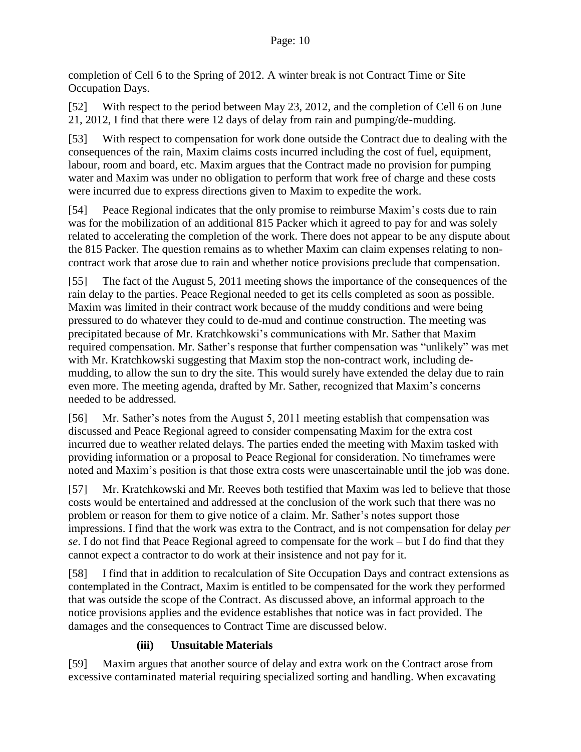completion of Cell 6 to the Spring of 2012. A winter break is not Contract Time or Site Occupation Days.

[52] With respect to the period between May 23, 2012, and the completion of Cell 6 on June 21, 2012, I find that there were 12 days of delay from rain and pumping/de-mudding.

[53] With respect to compensation for work done outside the Contract due to dealing with the consequences of the rain, Maxim claims costs incurred including the cost of fuel, equipment, labour, room and board, etc. Maxim argues that the Contract made no provision for pumping water and Maxim was under no obligation to perform that work free of charge and these costs were incurred due to express directions given to Maxim to expedite the work.

[54] Peace Regional indicates that the only promise to reimburse Maxim's costs due to rain was for the mobilization of an additional 815 Packer which it agreed to pay for and was solely related to accelerating the completion of the work. There does not appear to be any dispute about the 815 Packer. The question remains as to whether Maxim can claim expenses relating to non-contract work that arose due to rain and whether notice provisions preclude that compensation.

[55] The fact of the August 5, 2011 meeting shows the importance of the consequences of the rain delay to the parties. Peace Regional needed to get its cells completed as soon as possible. Maxim was limited in their contract work because of the muddy conditions and were being pressured to do whatever they could to de-mud and continue construction. The meeting was precipitated because of Mr. Kratchkowski's communications with Mr. Sather that Maxim required compensation. Mr. Sather's response that further compensation was "unlikely" was met with Mr. Kratchkowski suggesting that Maxim stop the non-contract work, including de-mudding, to allow the sun to dry the site. This would surely have extended the delay due to rain even more. The meeting agenda, drafted by Mr. Sather, recognized that Maxim's concerns needed to be addressed.

[56] Mr. Sather's notes from the August 5, 2011 meeting establish that compensation was discussed and Peace Regional agreed to consider compensating Maxim for the extra cost incurred due to weather related delays. The parties ended the meeting with Maxim tasked with providing information or a proposal to Peace Regional for consideration. No timeframes were noted and Maxim's position is that those extra costs were unascertainable until the job was done.

[57] Mr. Kratchkowski and Mr. Reeves both testified that Maxim was led to believe that those costs would be entertained and addressed at the conclusion of the work such that there was no problem or reason for them to give notice of a claim. Mr. Sather's notes support those impressions. I find that the work was extra to the Contract, and is not compensation for delay *per se*. I do not find that Peace Regional agreed to compensate for the work – but I do find that they cannot expect a contractor to do work at their insistence and not pay for it.

[58] I find that in addition to recalculation of Site Occupation Days and contract extensions as contemplated in the Contract, Maxim is entitled to be compensated for the work they performed that was outside the scope of the Contract. As discussed above, an informal approach to the notice provisions applies and the evidence establishes that notice was in fact provided. The damages and the consequences to Contract Time are discussed below.

#### (iii) Unsuitable Materials

[59] Maxim argues that another source of delay and extra work on the Contract arose from excessive contaminated material requiring specialized sorting and handling. When excavating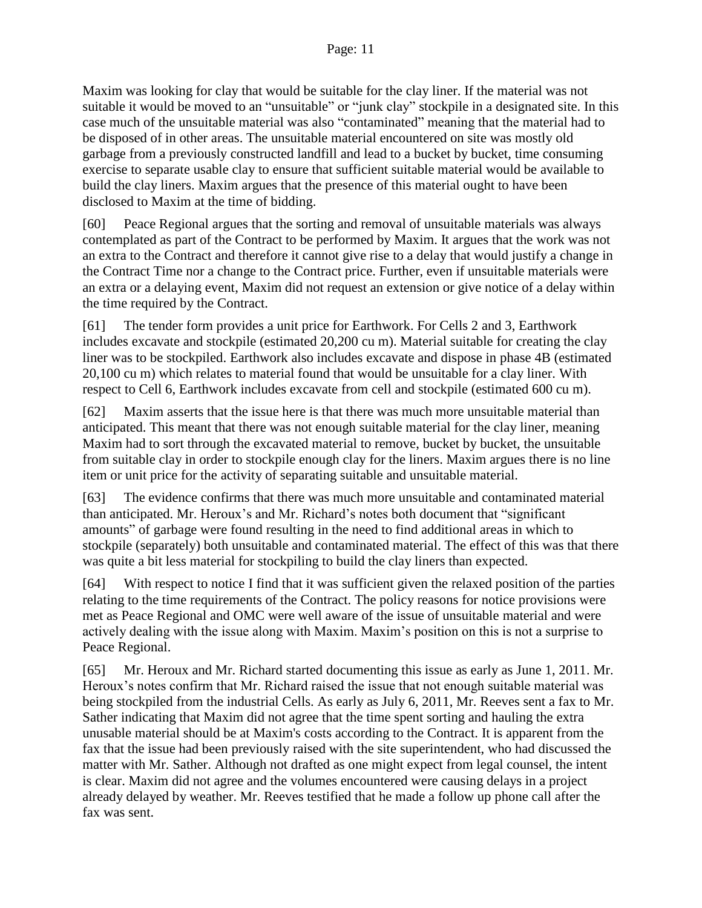Maxim was looking for clay that would be suitable for the clay liner. If the material was not suitable it would be moved to an "unsuitable" or "junk clay" stockpile in a designated site. In this case much of the unsuitable material was also "contaminated" meaning that the material had to be disposed of in other areas. The unsuitable material encountered on site was mostly old garbage from a previously constructed landfill and lead to a bucket by bucket, time consuming exercise to separate usable clay to ensure that sufficient suitable material would be available to build the clay liners. Maxim argues that the presence of this material ought to have been disclosed to Maxim at the time of bidding.

[60] Peace Regional argues that the sorting and removal of unsuitable materials was always contemplated as part of the Contract to be performed by Maxim. It argues that the work was not an extra to the Contract and therefore it cannot give rise to a delay that would justify a change in the Contract Time nor a change to the Contract price. Further, even if unsuitable materials were an extra or a delaying event, Maxim did not request an extension or give notice of a delay within the time required by the Contract.

[61] The tender form provides a unit price for Earthwork. For Cells 2 and 3, Earthwork includes excavate and stockpile (estimated 20,200 cu m). Material suitable for creating the clay liner was to be stockpiled. Earthwork also includes excavate and dispose in phase 4B (estimated 20,100 cu m) which relates to material found that would be unsuitable for a clay liner. With respect to Cell 6, Earthwork includes excavate from cell and stockpile (estimated 600 cu m).

[62] Maxim asserts that the issue here is that there was much more unsuitable material than anticipated. This meant that there was not enough suitable material for the clay liner, meaning Maxim had to sort through the excavated material to remove, bucket by bucket, the unsuitable from suitable clay in order to stockpile enough clay for the liners. Maxim argues there is no line item or unit price for the activity of separating suitable and unsuitable material.

[63] The evidence confirms that there was much more unsuitable and contaminated material than anticipated. Mr. Heroux's and Mr. Richard's notes both document that "significant amounts" of garbage were found resulting in the need to find additional areas in which to stockpile (separately) both unsuitable and contaminated material. The effect of this was that there was quite a bit less material for stockpiling to build the clay liners than expected.

[64] With respect to notice I find that it was sufficient given the relaxed position of the parties relating to the time requirements of the Contract. The policy reasons for notice provisions were met as Peace Regional and OMC were well aware of the issue of unsuitable material and were actively dealing with the issue along with Maxim. Maxim's position on this is not a surprise to Peace Regional.

[65] Mr. Heroux and Mr. Richard started documenting this issue as early as June 1, 2011. Mr. Heroux's notes confirm that Mr. Richard raised the issue that not enough suitable material was being stockpiled from the industrial Cells. As early as July 6, 2011, Mr. Reeves sent a fax to Mr. Sather indicating that Maxim did not agree that the time spent sorting and hauling the extra unusable material should be at Maxim's costs according to the Contract. It is apparent from the fax that the issue had been previously raised with the site superintendent, who had discussed the matter with Mr. Sather. Although not drafted as one might expect from legal counsel, the intent is clear. Maxim did not agree and the volumes encountered were causing delays in a project already delayed by weather. Mr. Reeves testified that he made a follow up phone call after the fax was sent.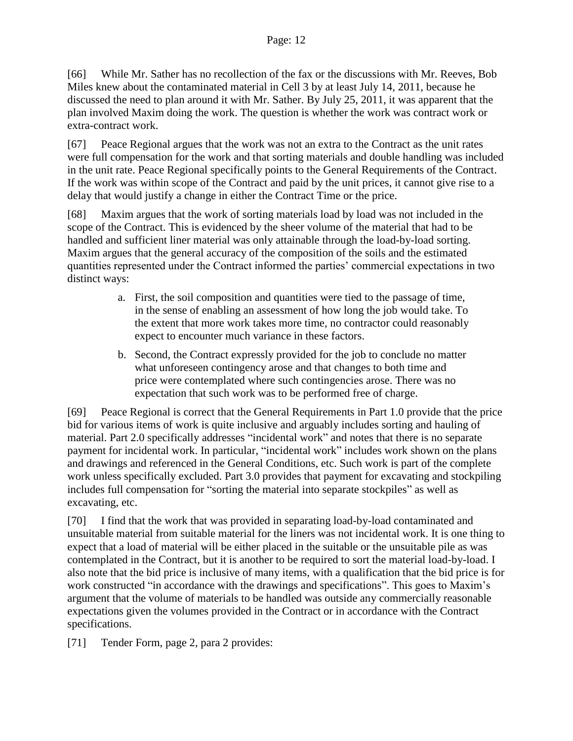[66] While Mr. Sather has no recollection of the fax or the discussions with Mr. Reeves, Bob Miles knew about the contaminated material in Cell 3 by at least July 14, 2011, because he discussed the need to plan around it with Mr. Sather. By July 25, 2011, it was apparent that the plan involved Maxim doing the work. The question is whether the work was contract work or extra-contract work.

[67] Peace Regional argues that the work was not an extra to the Contract as the unit rates were full compensation for the work and that sorting materials and double handling was included in the unit rate. Peace Regional specifically points to the General Requirements of the Contract. If the work was within scope of the Contract and paid by the unit prices, it cannot give rise to a delay that would justify a change in either the Contract Time or the price.

[68] Maxim argues that the work of sorting materials load by load was not included in the scope of the Contract. This is evidenced by the sheer volume of the material that had to be handled and sufficient liner material was only attainable through the load-by-load sorting. Maxim argues that the general accuracy of the composition of the soils and the estimated quantities represented under the Contract informed the parties' commercial expectations in two distinct ways:

> a. First, the soil composition and quantities were tied to the passage of time, in the sense of enabling an assessment of how long the job would take. To the extent that more work takes more time, no contractor could reasonably expect to encounter much variance in these factors.
>
> b. Second, the Contract expressly provided for the job to conclude no matter what unforeseen contingency arose and that changes to both time and price were contemplated where such contingencies arose. There was no expectation that such work was to be performed free of charge.

[69] Peace Regional is correct that the General Requirements in Part 1.0 provide that the price bid for various items of work is quite inclusive and arguably includes sorting and hauling of material. Part 2.0 specifically addresses "incidental work" and notes that there is no separate payment for incidental work. In particular, "incidental work" includes work shown on the plans and drawings and referenced in the General Conditions, etc. Such work is part of the complete work unless specifically excluded. Part 3.0 provides that payment for excavating and stockpiling includes full compensation for "sorting the material into separate stockpiles" as well as excavating, etc.

[70] I find that the work that was provided in separating load-by-load contaminated and unsuitable material from suitable material for the liners was not incidental work. It is one thing to expect that a load of material will be either placed in the suitable or the unsuitable pile as was contemplated in the Contract, but it is another to be required to sort the material load-by-load. I also note that the bid price is inclusive of many items, with a qualification that the bid price is for work constructed "in accordance with the drawings and specifications". This goes to Maxim's argument that the volume of materials to be handled was outside any commercially reasonable expectations given the volumes provided in the Contract or in accordance with the Contract specifications.

[71] Tender Form, page 2, para 2 provides: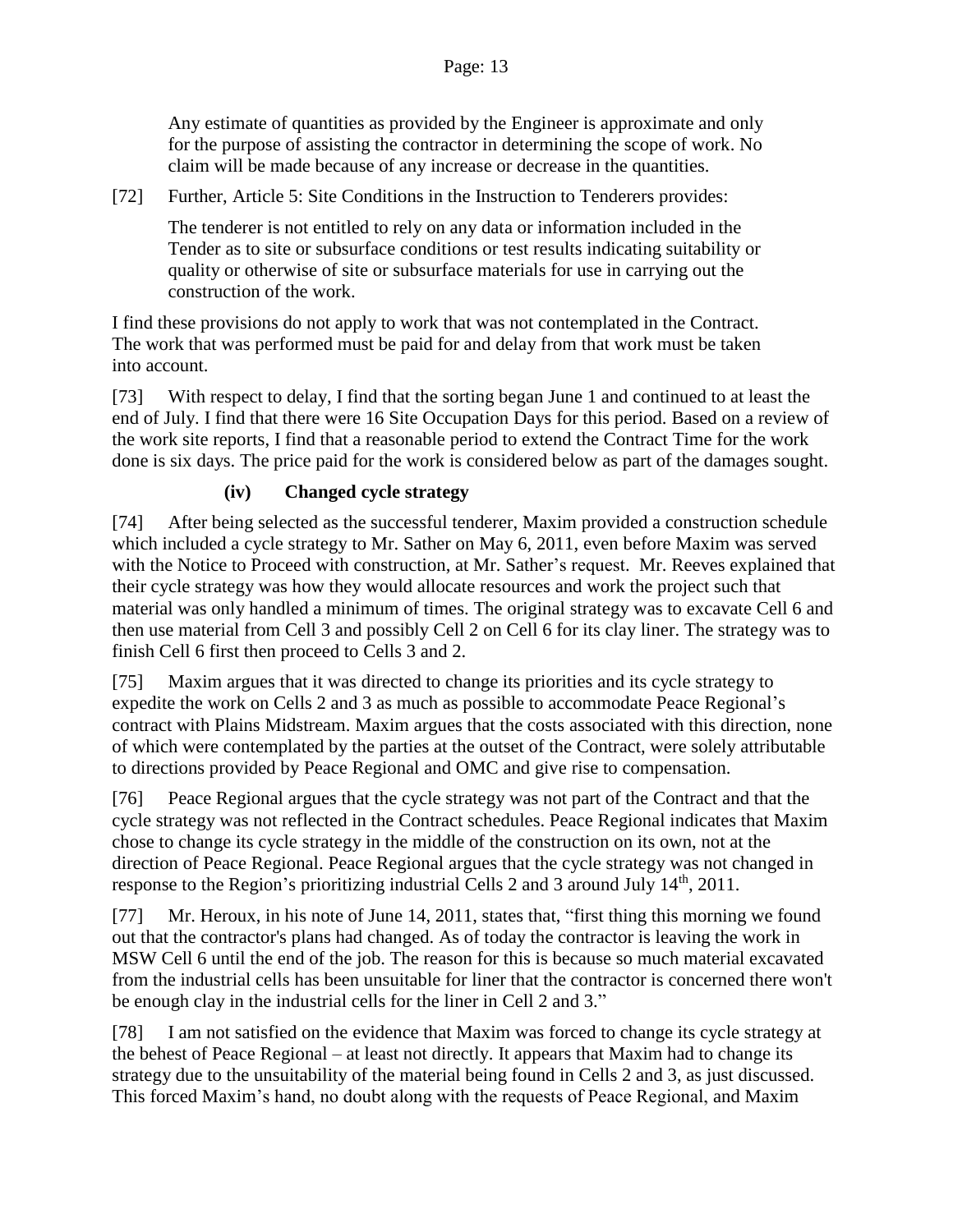Any estimate of quantities as provided by the Engineer is approximate and only for the purpose of assisting the contractor in determining the scope of work. No claim will be made because of any increase or decrease in the quantities.

[72] Further, Article 5: Site Conditions in the Instruction to Tenderers provides:

> The tenderer is not entitled to rely on any data or information included in the Tender as to site or subsurface conditions or test results indicating suitability or quality or otherwise of site or subsurface materials for use in carrying out the construction of the work.

I find these provisions do not apply to work that was not contemplated in the Contract. The work that was performed must be paid for and delay from that work must be taken into account.

[73] With respect to delay, I find that the sorting began June 1 and continued to at least the end of July. I find that there were 16 Site Occupation Days for this period. Based on a review of the work site reports, I find that a reasonable period to extend the Contract Time for the work done is six days. The price paid for the work is considered below as part of the damages sought.

#### (iv) Changed cycle strategy

[74] After being selected as the successful tenderer, Maxim provided a construction schedule which included a cycle strategy to Mr. Sather on May 6, 2011, even before Maxim was served with the Notice to Proceed with construction, at Mr. Sather's request. Mr. Reeves explained that their cycle strategy was how they would allocate resources and work the project such that material was only handled a minimum of times. The original strategy was to excavate Cell 6 and then use material from Cell 3 and possibly Cell 2 on Cell 6 for its clay liner. The strategy was to finish Cell 6 first then proceed to Cells 3 and 2.

[75] Maxim argues that it was directed to change its priorities and its cycle strategy to expedite the work on Cells 2 and 3 as much as possible to accommodate Peace Regional's contract with Plains Midstream. Maxim argues that the costs associated with this direction, none of which were contemplated by the parties at the outset of the Contract, were solely attributable to directions provided by Peace Regional and OMC and give rise to compensation.

[76] Peace Regional argues that the cycle strategy was not part of the Contract and that the cycle strategy was not reflected in the Contract schedules. Peace Regional indicates that Maxim chose to change its cycle strategy in the middle of the construction on its own, not at the direction of Peace Regional. Peace Regional argues that the cycle strategy was not changed in response to the Region's prioritizing industrial Cells 2 and 3 around July 14th, 2011.

[77] Mr. Heroux, in his note of June 14, 2011, states that, "first thing this morning we found out that the contractor's plans had changed. As of today the contractor is leaving the work in MSW Cell 6 until the end of the job. The reason for this is because so much material excavated from the industrial cells has been unsuitable for liner that the contractor is concerned there won't be enough clay in the industrial cells for the liner in Cell 2 and 3."

[78] I am not satisfied on the evidence that Maxim was forced to change its cycle strategy at the behest of Peace Regional – at least not directly. It appears that Maxim had to change its strategy due to the unsuitability of the material being found in Cells 2 and 3, as just discussed. This forced Maxim's hand, no doubt along with the requests of Peace Regional, and Maxim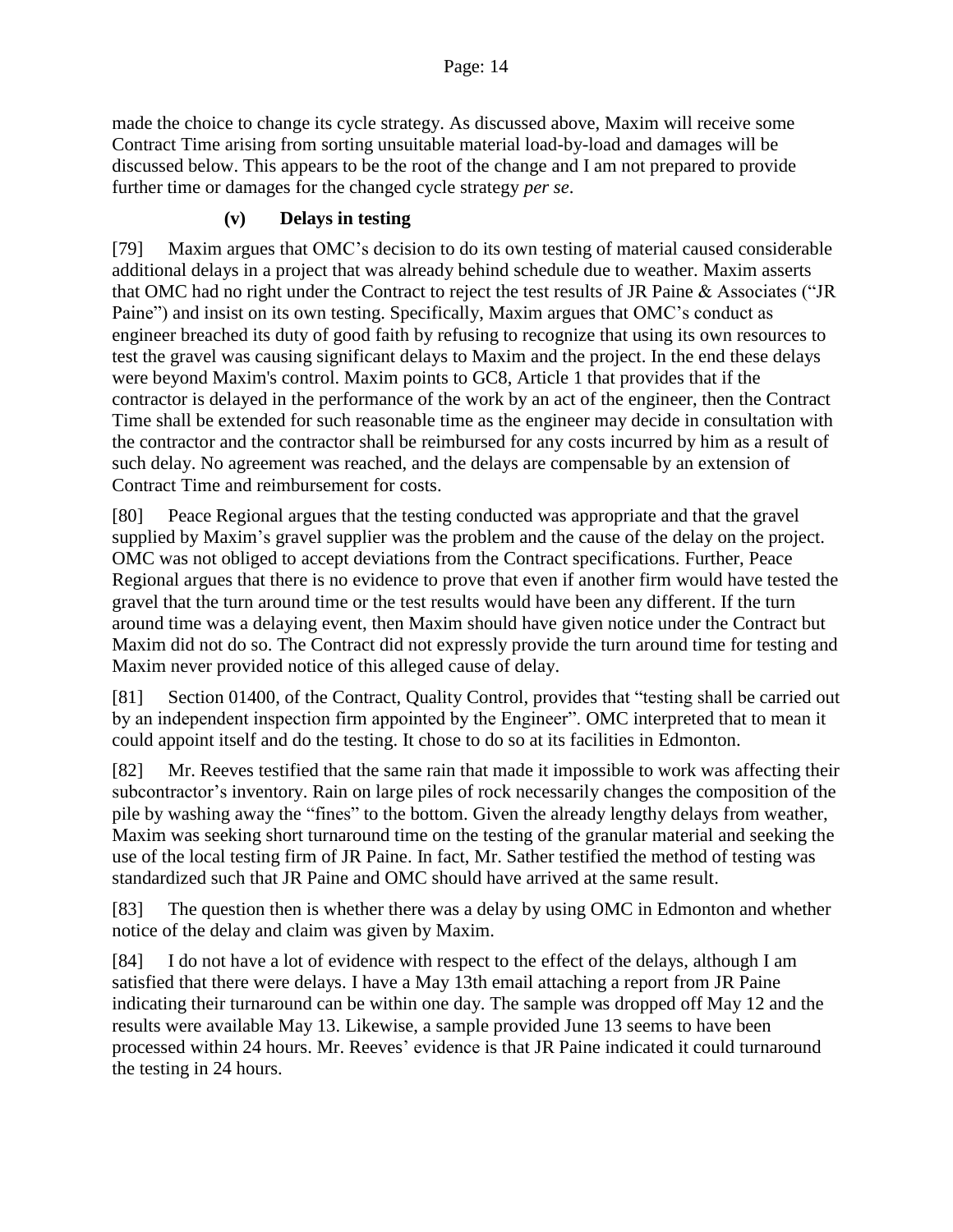made the choice to change its cycle strategy. As discussed above, Maxim will receive some Contract Time arising from sorting unsuitable material load-by-load and damages will be discussed below. This appears to be the root of the change and I am not prepared to provide further time or damages for the changed cycle strategy *per se*.

### (v) Delays in testing

[79] Maxim argues that OMC's decision to do its own testing of material caused considerable additional delays in a project that was already behind schedule due to weather. Maxim asserts that OMC had no right under the Contract to reject the test results of JR Paine & Associates ("JR Paine") and insist on its own testing. Specifically, Maxim argues that OMC's conduct as engineer breached its duty of good faith by refusing to recognize that using its own resources to test the gravel was causing significant delays to Maxim and the project. In the end these delays were beyond Maxim's control. Maxim points to GC8, Article 1 that provides that if the contractor is delayed in the performance of the work by an act of the engineer, then the Contract Time shall be extended for such reasonable time as the engineer may decide in consultation with the contractor and the contractor shall be reimbursed for any costs incurred by him as a result of such delay. No agreement was reached, and the delays are compensable by an extension of Contract Time and reimbursement for costs.

[80] Peace Regional argues that the testing conducted was appropriate and that the gravel supplied by Maxim's gravel supplier was the problem and the cause of the delay on the project. OMC was not obliged to accept deviations from the Contract specifications. Further, Peace Regional argues that there is no evidence to prove that even if another firm would have tested the gravel that the turn around time or the test results would have been any different. If the turn around time was a delaying event, then Maxim should have given notice under the Contract but Maxim did not do so. The Contract did not expressly provide the turn around time for testing and Maxim never provided notice of this alleged cause of delay.

[81] Section 01400, of the Contract, Quality Control, provides that "testing shall be carried out by an independent inspection firm appointed by the Engineer". OMC interpreted that to mean it could appoint itself and do the testing. It chose to do so at its facilities in Edmonton.

[82] Mr. Reeves testified that the same rain that made it impossible to work was affecting their subcontractor's inventory. Rain on large piles of rock necessarily changes the composition of the pile by washing away the "fines" to the bottom. Given the already lengthy delays from weather, Maxim was seeking short turnaround time on the testing of the granular material and seeking the use of the local testing firm of JR Paine. In fact, Mr. Sather testified the method of testing was standardized such that JR Paine and OMC should have arrived at the same result.

[83] The question then is whether there was a delay by using OMC in Edmonton and whether notice of the delay and claim was given by Maxim.

[84] I do not have a lot of evidence with respect to the effect of the delays, although I am satisfied that there were delays. I have a May 13th email attaching a report from JR Paine indicating their turnaround can be within one day. The sample was dropped off May 12 and the results were available May 13. Likewise, a sample provided June 13 seems to have been processed within 24 hours. Mr. Reeves' evidence is that JR Paine indicated it could turnaround the testing in 24 hours.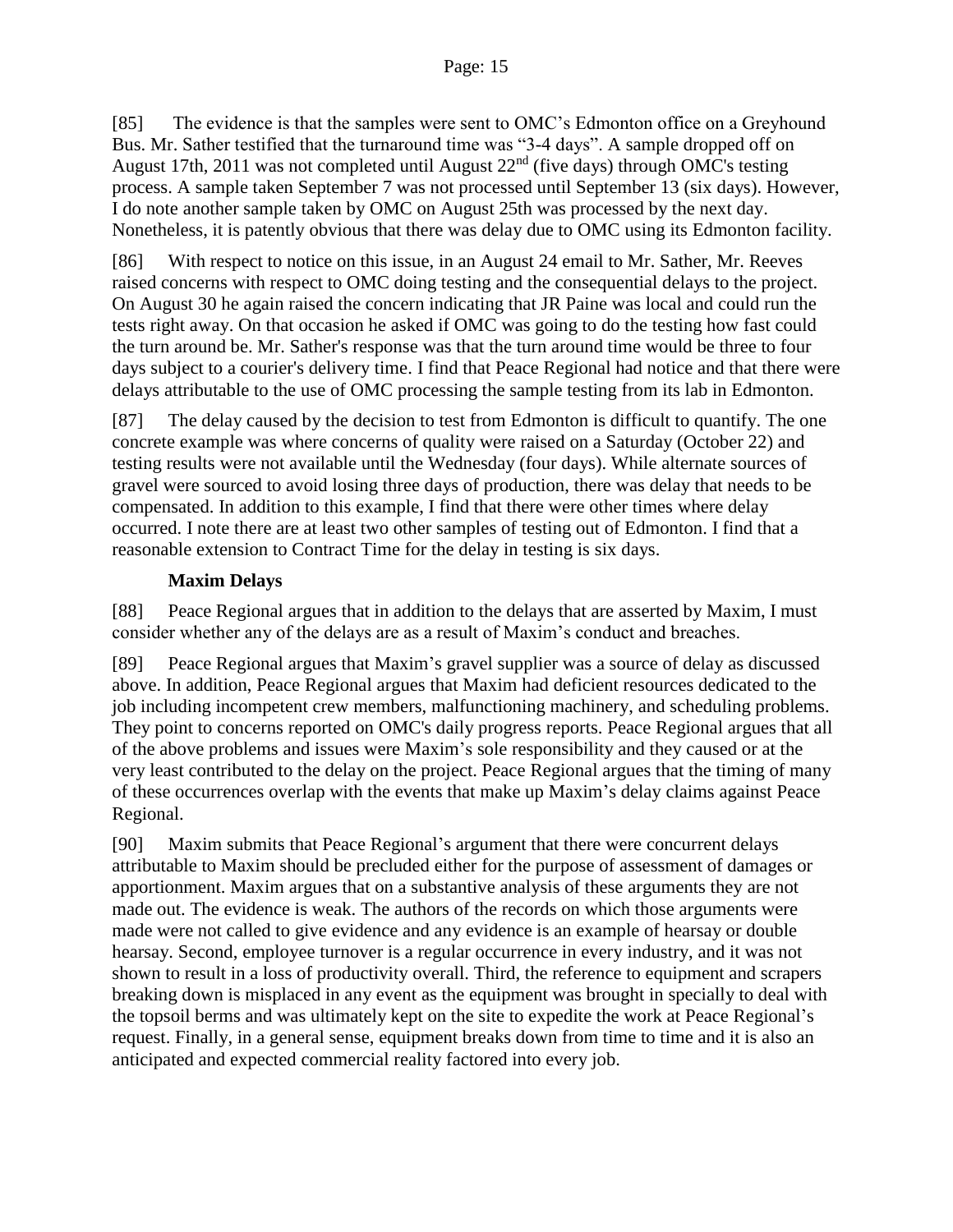[85] The evidence is that the samples were sent to OMC's Edmonton office on a Greyhound Bus. Mr. Sather testified that the turnaround time was "3-4 days". A sample dropped off on August 17th, 2011 was not completed until August 22nd (five days) through OMC's testing process. A sample taken September 7 was not processed until September 13 (six days). However, I do note another sample taken by OMC on August 25th was processed by the next day. Nonetheless, it is patently obvious that there was delay due to OMC using its Edmonton facility.

[86] With respect to notice on this issue, in an August 24 email to Mr. Sather, Mr. Reeves raised concerns with respect to OMC doing testing and the consequential delays to the project. On August 30 he again raised the concern indicating that JR Paine was local and could run the tests right away. On that occasion he asked if OMC was going to do the testing how fast could the turn around be. Mr. Sather's response was that the turn around time would be three to four days subject to a courier's delivery time. I find that Peace Regional had notice and that there were delays attributable to the use of OMC processing the sample testing from its lab in Edmonton.

[87] The delay caused by the decision to test from Edmonton is difficult to quantify. The one concrete example was where concerns of quality were raised on a Saturday (October 22) and testing results were not available until the Wednesday (four days). While alternate sources of gravel were sourced to avoid losing three days of production, there was delay that needs to be compensated. In addition to this example, I find that there were other times where delay occurred. I note there are at least two other samples of testing out of Edmonton. I find that a reasonable extension to Contract Time for the delay in testing is six days.

### Maxim Delays

[88] Peace Regional argues that in addition to the delays that are asserted by Maxim, I must consider whether any of the delays are as a result of Maxim's conduct and breaches.

[89] Peace Regional argues that Maxim's gravel supplier was a source of delay as discussed above. In addition, Peace Regional argues that Maxim had deficient resources dedicated to the job including incompetent crew members, malfunctioning machinery, and scheduling problems. They point to concerns reported on OMC's daily progress reports. Peace Regional argues that all of the above problems and issues were Maxim's sole responsibility and they caused or at the very least contributed to the delay on the project. Peace Regional argues that the timing of many of these occurrences overlap with the events that make up Maxim's delay claims against Peace Regional.

[90] Maxim submits that Peace Regional's argument that there were concurrent delays attributable to Maxim should be precluded either for the purpose of assessment of damages or apportionment. Maxim argues that on a substantive analysis of these arguments they are not made out. The evidence is weak. The authors of the records on which those arguments were made were not called to give evidence and any evidence is an example of hearsay or double hearsay. Second, employee turnover is a regular occurrence in every industry, and it was not shown to result in a loss of productivity overall. Third, the reference to equipment and scrapers breaking down is misplaced in any event as the equipment was brought in specially to deal with the topsoil berms and was ultimately kept on the site to expedite the work at Peace Regional's request. Finally, in a general sense, equipment breaks down from time to time and it is also an anticipated and expected commercial reality factored into every job.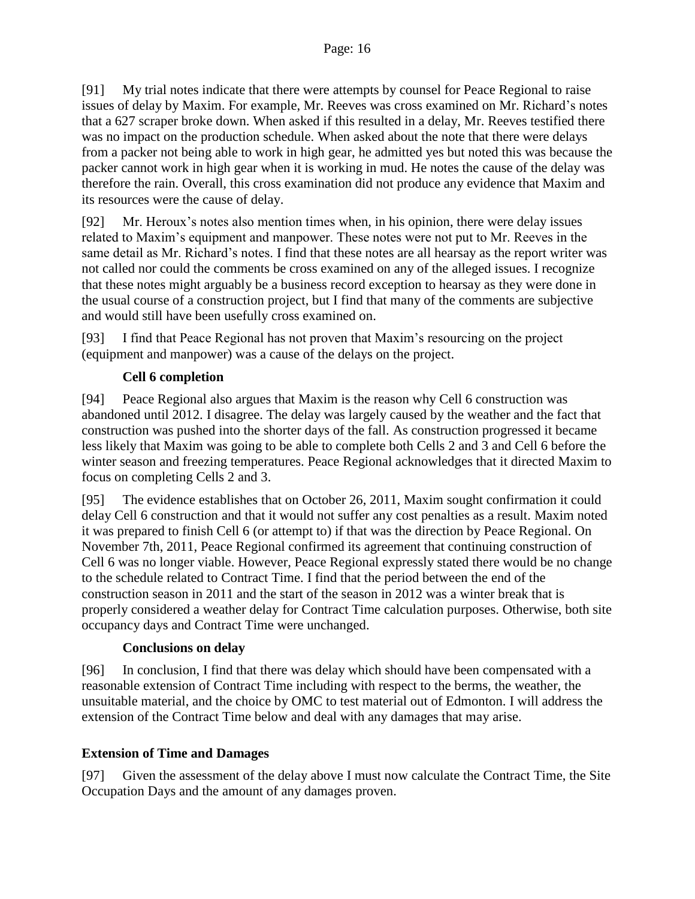[91] My trial notes indicate that there were attempts by counsel for Peace Regional to raise issues of delay by Maxim. For example, Mr. Reeves was cross examined on Mr. Richard's notes that a 627 scraper broke down. When asked if this resulted in a delay, Mr. Reeves testified there was no impact on the production schedule. When asked about the note that there were delays from a packer not being able to work in high gear, he admitted yes but noted this was because the packer cannot work in high gear when it is working in mud. He notes the cause of the delay was therefore the rain. Overall, this cross examination did not produce any evidence that Maxim and its resources were the cause of delay.

[92] Mr. Heroux's notes also mention times when, in his opinion, there were delay issues related to Maxim's equipment and manpower. These notes were not put to Mr. Reeves in the same detail as Mr. Richard's notes. I find that these notes are all hearsay as the report writer was not called nor could the comments be cross examined on any of the alleged issues. I recognize that these notes might arguably be a business record exception to hearsay as they were done in the usual course of a construction project, but I find that many of the comments are subjective and would still have been usefully cross examined on.

[93] I find that Peace Regional has not proven that Maxim's resourcing on the project (equipment and manpower) was a cause of the delays on the project.

#### Cell 6 completion

[94] Peace Regional also argues that Maxim is the reason why Cell 6 construction was abandoned until 2012. I disagree. The delay was largely caused by the weather and the fact that construction was pushed into the shorter days of the fall. As construction progressed it became less likely that Maxim was going to be able to complete both Cells 2 and 3 and Cell 6 before the winter season and freezing temperatures. Peace Regional acknowledges that it directed Maxim to focus on completing Cells 2 and 3.

[95] The evidence establishes that on October 26, 2011, Maxim sought confirmation it could delay Cell 6 construction and that it would not suffer any cost penalties as a result. Maxim noted it was prepared to finish Cell 6 (or attempt to) if that was the direction by Peace Regional. On November 7th, 2011, Peace Regional confirmed its agreement that continuing construction of Cell 6 was no longer viable. However, Peace Regional expressly stated there would be no change to the schedule related to Contract Time. I find that the period between the end of the construction season in 2011 and the start of the season in 2012 was a winter break that is properly considered a weather delay for Contract Time calculation purposes. Otherwise, both site occupancy days and Contract Time were unchanged.

#### Conclusions on delay

[96] In conclusion, I find that there was delay which should have been compensated with a reasonable extension of Contract Time including with respect to the berms, the weather, the unsuitable material, and the choice by OMC to test material out of Edmonton. I will address the extension of the Contract Time below and deal with any damages that may arise.

### Extension of Time and Damages

[97] Given the assessment of the delay above I must now calculate the Contract Time, the Site Occupation Days and the amount of any damages proven.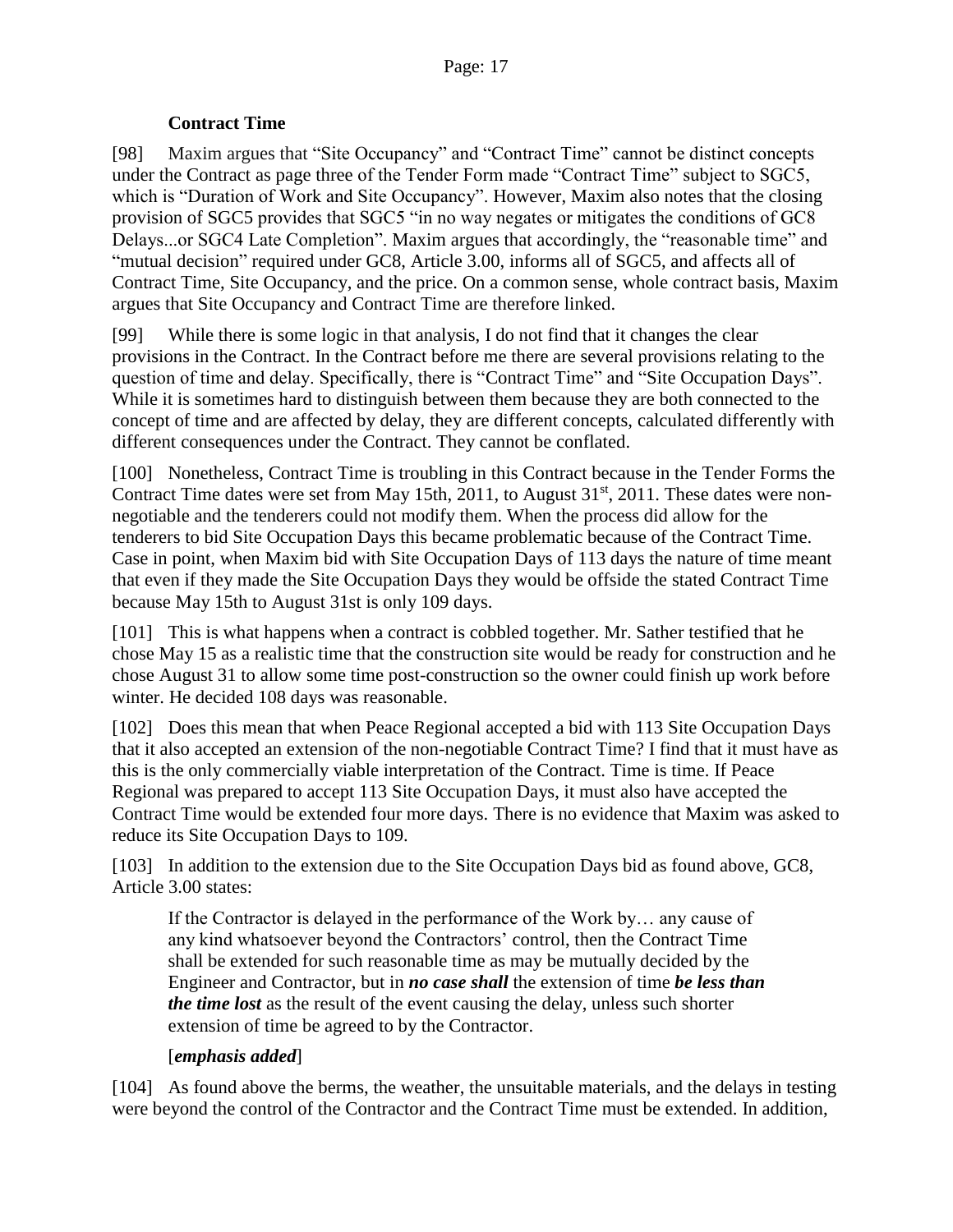### Contract Time

[98] Maxim argues that "Site Occupancy" and "Contract Time" cannot be distinct concepts under the Contract as page three of the Tender Form made "Contract Time" subject to SGC5, which is "Duration of Work and Site Occupancy". However, Maxim also notes that the closing provision of SGC5 provides that SGC5 "in no way negates or mitigates the conditions of GC8 Delays...or SGC4 Late Completion". Maxim argues that accordingly, the "reasonable time" and "mutual decision" required under GC8, Article 3.00, informs all of SGC5, and affects all of Contract Time, Site Occupancy, and the price. On a common sense, whole contract basis, Maxim argues that Site Occupancy and Contract Time are therefore linked.

[99] While there is some logic in that analysis, I do not find that it changes the clear provisions in the Contract. In the Contract before me there are several provisions relating to the question of time and delay. Specifically, there is "Contract Time" and "Site Occupation Days". While it is sometimes hard to distinguish between them because they are both connected to the concept of time and are affected by delay, they are different concepts, calculated differently with different consequences under the Contract. They cannot be conflated.

[100] Nonetheless, Contract Time is troubling in this Contract because in the Tender Forms the Contract Time dates were set from May 15th, 2011, to August 31st, 2011. These dates were non-negotiable and the tenderers could not modify them. When the process did allow for the tenderers to bid Site Occupation Days this became problematic because of the Contract Time. Case in point, when Maxim bid with Site Occupation Days of 113 days the nature of time meant that even if they made the Site Occupation Days they would be offside the stated Contract Time because May 15th to August 31st is only 109 days.

[101] This is what happens when a contract is cobbled together. Mr. Sather testified that he chose May 15 as a realistic time that the construction site would be ready for construction and he chose August 31 to allow some time post-construction so the owner could finish up work before winter. He decided 108 days was reasonable.

[102] Does this mean that when Peace Regional accepted a bid with 113 Site Occupation Days that it also accepted an extension of the non-negotiable Contract Time? I find that it must have as this is the only commercially viable interpretation of the Contract. Time is time. If Peace Regional was prepared to accept 113 Site Occupation Days, it must also have accepted the Contract Time would be extended four more days. There is no evidence that Maxim was asked to reduce its Site Occupation Days to 109.

[103] In addition to the extension due to the Site Occupation Days bid as found above, GC8, Article 3.00 states:

> If the Contractor is delayed in the performance of the Work by… any cause of any kind whatsoever beyond the Contractors' control, then the Contract Time shall be extended for such reasonable time as may be mutually decided by the Engineer and Contractor, but in ***no case shall*** the extension of time ***be less than the time lost*** as the result of the event causing the delay, unless such shorter extension of time be agreed to by the Contractor.
>
> [***emphasis added***]

[104] As found above the berms, the weather, the unsuitable materials, and the delays in testing were beyond the control of the Contractor and the Contract Time must be extended. In addition,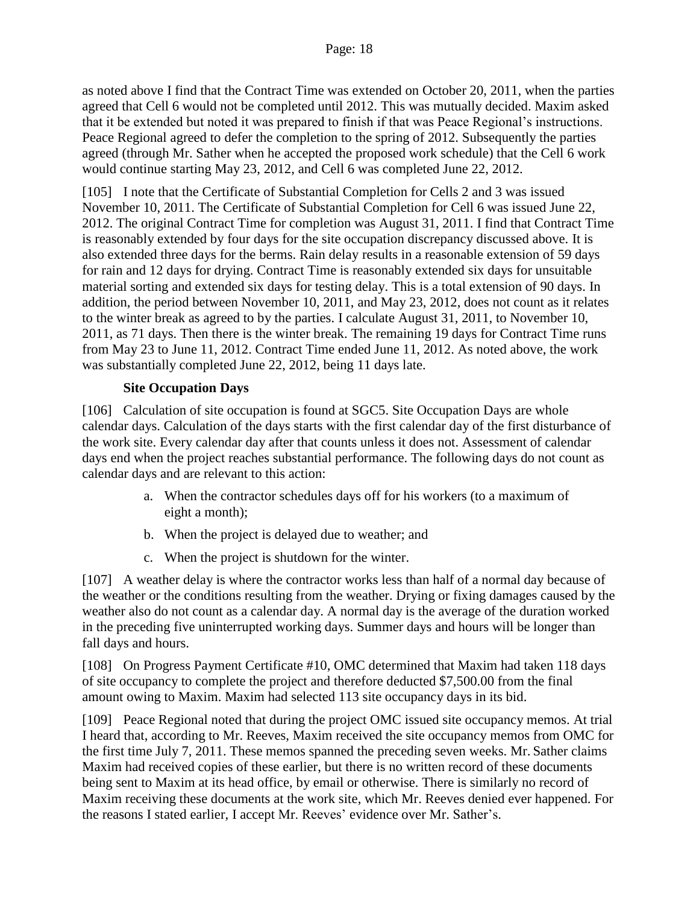as noted above I find that the Contract Time was extended on October 20, 2011, when the parties agreed that Cell 6 would not be completed until 2012. This was mutually decided. Maxim asked that it be extended but noted it was prepared to finish if that was Peace Regional's instructions. Peace Regional agreed to defer the completion to the spring of 2012. Subsequently the parties agreed (through Mr. Sather when he accepted the proposed work schedule) that the Cell 6 work would continue starting May 23, 2012, and Cell 6 was completed June 22, 2012.

[105] I note that the Certificate of Substantial Completion for Cells 2 and 3 was issued November 10, 2011. The Certificate of Substantial Completion for Cell 6 was issued June 22, 2012. The original Contract Time for completion was August 31, 2011. I find that Contract Time is reasonably extended by four days for the site occupation discrepancy discussed above. It is also extended three days for the berms. Rain delay results in a reasonable extension of 59 days for rain and 12 days for drying. Contract Time is reasonably extended six days for unsuitable material sorting and extended six days for testing delay. This is a total extension of 90 days. In addition, the period between November 10, 2011, and May 23, 2012, does not count as it relates to the winter break as agreed to by the parties. I calculate August 31, 2011, to November 10, 2011, as 71 days. Then there is the winter break. The remaining 19 days for Contract Time runs from May 23 to June 11, 2012. Contract Time ended June 11, 2012. As noted above, the work was substantially completed June 22, 2012, being 11 days late.

### Site Occupation Days

[106] Calculation of site occupation is found at SGC5. Site Occupation Days are whole calendar days. Calculation of the days starts with the first calendar day of the first disturbance of the work site. Every calendar day after that counts unless it does not. Assessment of calendar days end when the project reaches substantial performance. The following days do not count as calendar days and are relevant to this action:

a. When the contractor schedules days off for his workers (to a maximum of eight a month);

b. When the project is delayed due to weather; and

c. When the project is shutdown for the winter.

[107] A weather delay is where the contractor works less than half of a normal day because of the weather or the conditions resulting from the weather. Drying or fixing damages caused by the weather also do not count as a calendar day. A normal day is the average of the duration worked in the preceding five uninterrupted working days. Summer days and hours will be longer than fall days and hours.

[108] On Progress Payment Certificate #10, OMC determined that Maxim had taken 118 days of site occupancy to complete the project and therefore deducted $7,500.00 from the final amount owing to Maxim. Maxim had selected 113 site occupancy days in its bid.

[109] Peace Regional noted that during the project OMC issued site occupancy memos. At trial I heard that, according to Mr. Reeves, Maxim received the site occupancy memos from OMC for the first time July 7, 2011. These memos spanned the preceding seven weeks. Mr. Sather claims Maxim had received copies of these earlier, but there is no written record of these documents being sent to Maxim at its head office, by email or otherwise. There is similarly no record of Maxim receiving these documents at the work site, which Mr. Reeves denied ever happened. For the reasons I stated earlier, I accept Mr. Reeves' evidence over Mr. Sather's.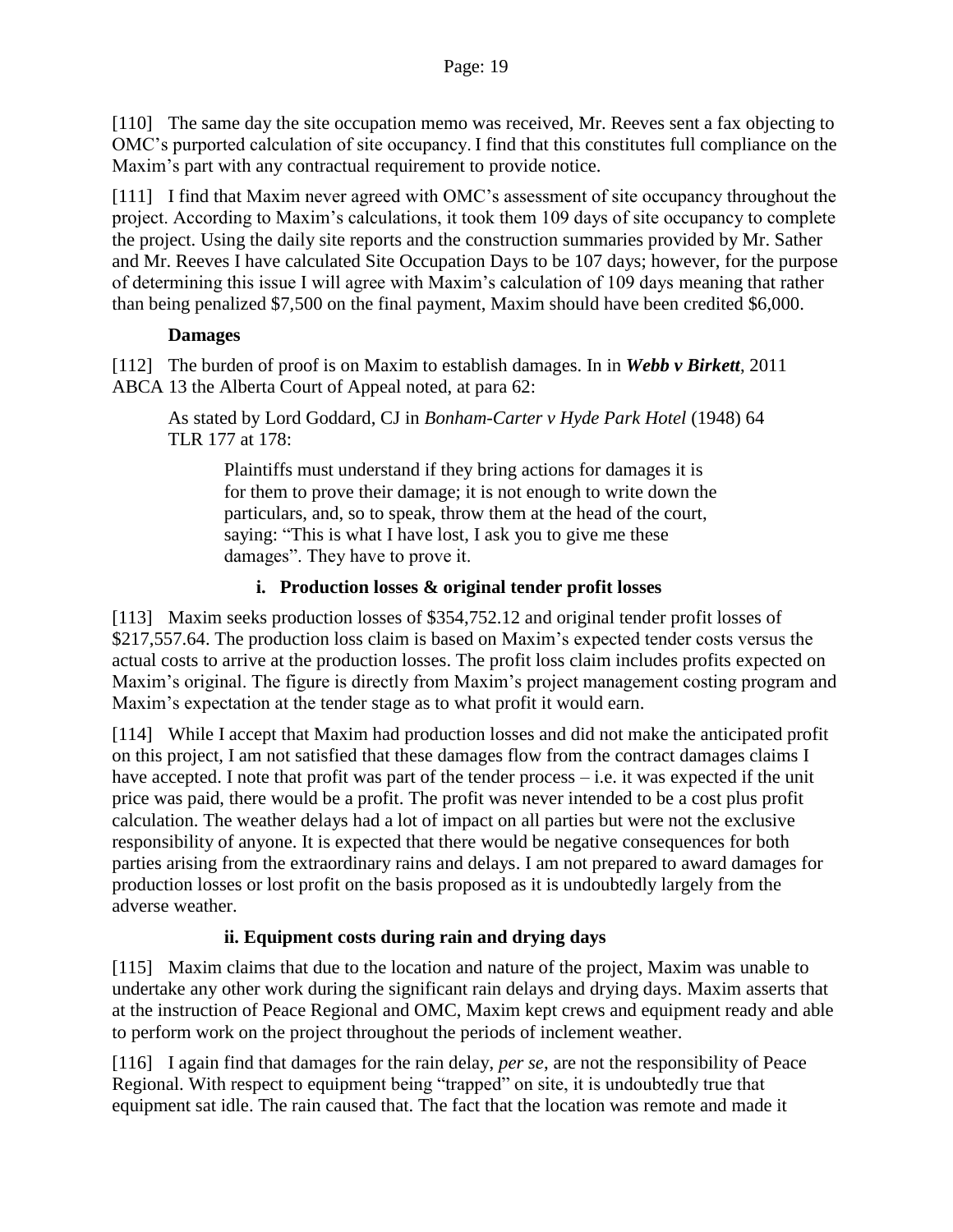[110] The same day the site occupation memo was received, Mr. Reeves sent a fax objecting to OMC's purported calculation of site occupancy. I find that this constitutes full compliance on the Maxim's part with any contractual requirement to provide notice.

[111] I find that Maxim never agreed with OMC's assessment of site occupancy throughout the project. According to Maxim's calculations, it took them 109 days of site occupancy to complete the project. Using the daily site reports and the construction summaries provided by Mr. Sather and Mr. Reeves I have calculated Site Occupation Days to be 107 days; however, for the purpose of determining this issue I will agree with Maxim's calculation of 109 days meaning that rather than being penalized $7,500 on the final payment, Maxim should have been credited $6,000.

### Damages

[112] The burden of proof is on Maxim to establish damages. In in ***Webb v Birkett***, 2011 ABCA 13 the Alberta Court of Appeal noted, at para 62:

> As stated by Lord Goddard, CJ in *Bonham-Carter v Hyde Park Hotel* (1948) 64 TLR 177 at 178:
>
> > Plaintiffs must understand if they bring actions for damages it is for them to prove their damage; it is not enough to write down the particulars, and, so to speak, throw them at the head of the court, saying: "This is what I have lost, I ask you to give me these damages". They have to prove it.

#### i. Production losses & original tender profit losses

[113] Maxim seeks production losses of $354,752.12 and original tender profit losses of $217,557.64. The production loss claim is based on Maxim's expected tender costs versus the actual costs to arrive at the production losses. The profit loss claim includes profits expected on Maxim's original. The figure is directly from Maxim's project management costing program and Maxim's expectation at the tender stage as to what profit it would earn.

[114] While I accept that Maxim had production losses and did not make the anticipated profit on this project, I am not satisfied that these damages flow from the contract damages claims I have accepted. I note that profit was part of the tender process – i.e. it was expected if the unit price was paid, there would be a profit. The profit was never intended to be a cost plus profit calculation. The weather delays had a lot of impact on all parties but were not the exclusive responsibility of anyone. It is expected that there would be negative consequences for both parties arising from the extraordinary rains and delays. I am not prepared to award damages for production losses or lost profit on the basis proposed as it is undoubtedly largely from the adverse weather.

#### ii. Equipment costs during rain and drying days

[115] Maxim claims that due to the location and nature of the project, Maxim was unable to undertake any other work during the significant rain delays and drying days. Maxim asserts that at the instruction of Peace Regional and OMC, Maxim kept crews and equipment ready and able to perform work on the project throughout the periods of inclement weather.

[116] I again find that damages for the rain delay, *per se*, are not the responsibility of Peace Regional. With respect to equipment being "trapped" on site, it is undoubtedly true that equipment sat idle. The rain caused that. The fact that the location was remote and made it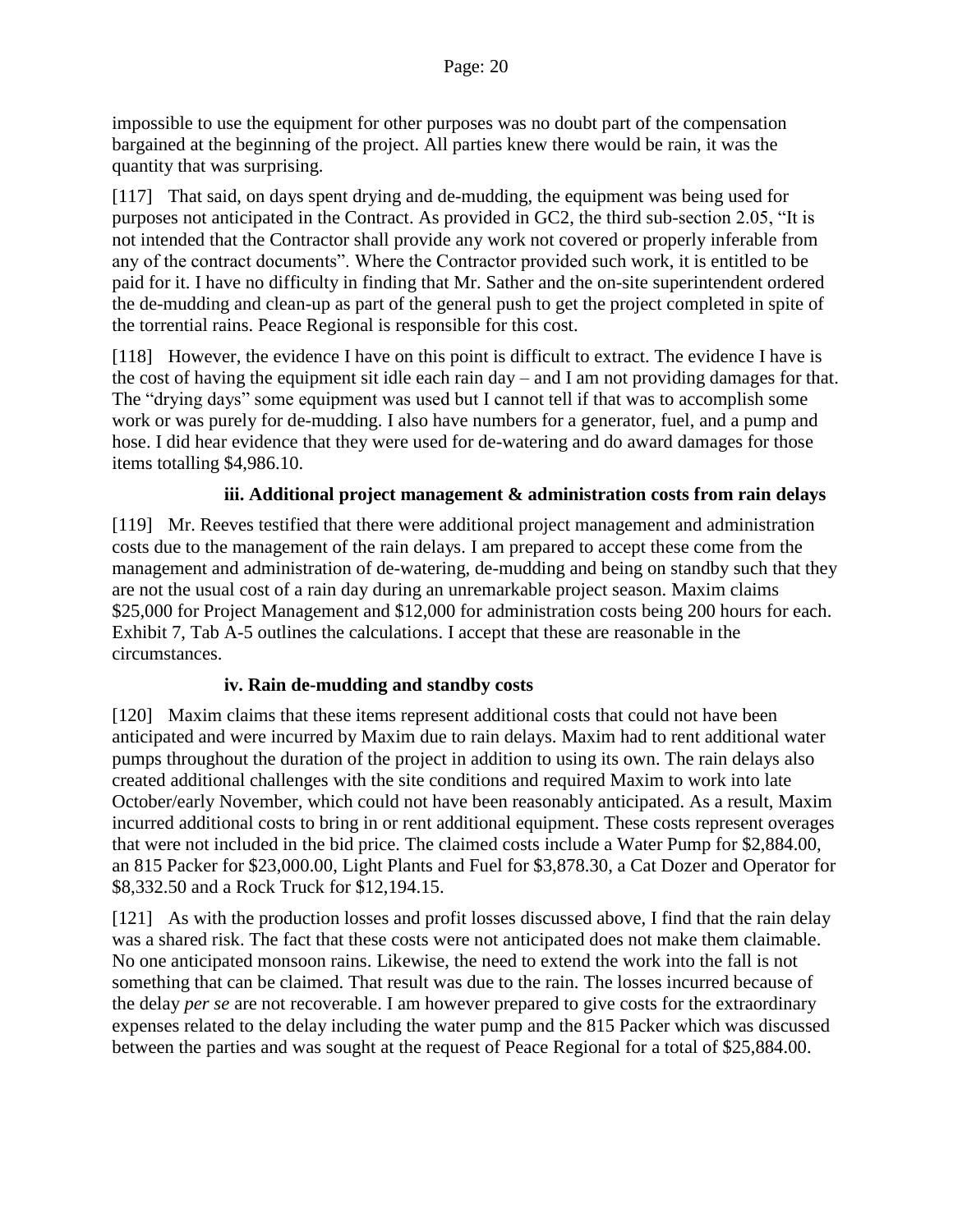impossible to use the equipment for other purposes was no doubt part of the compensation bargained at the beginning of the project. All parties knew there would be rain, it was the quantity that was surprising.

[117] That said, on days spent drying and de-mudding, the equipment was being used for purposes not anticipated in the Contract. As provided in GC2, the third sub-section 2.05, "It is not intended that the Contractor shall provide any work not covered or properly inferable from any of the contract documents". Where the Contractor provided such work, it is entitled to be paid for it. I have no difficulty in finding that Mr. Sather and the on-site superintendent ordered the de-mudding and clean-up as part of the general push to get the project completed in spite of the torrential rains. Peace Regional is responsible for this cost.

[118] However, the evidence I have on this point is difficult to extract. The evidence I have is the cost of having the equipment sit idle each rain day – and I am not providing damages for that. The "drying days" some equipment was used but I cannot tell if that was to accomplish some work or was purely for de-mudding. I also have numbers for a generator, fuel, and a pump and hose. I did hear evidence that they were used for de-watering and do award damages for those items totalling $4,986.10.

#### iii. Additional project management & administration costs from rain delays

[119] Mr. Reeves testified that there were additional project management and administration costs due to the management of the rain delays. I am prepared to accept these come from the management and administration of de-watering, de-mudding and being on standby such that they are not the usual cost of a rain day during an unremarkable project season. Maxim claims $25,000 for Project Management and $12,000 for administration costs being 200 hours for each. Exhibit 7, Tab A-5 outlines the calculations. I accept that these are reasonable in the circumstances.

#### iv. Rain de-mudding and standby costs

[120] Maxim claims that these items represent additional costs that could not have been anticipated and were incurred by Maxim due to rain delays. Maxim had to rent additional water pumps throughout the duration of the project in addition to using its own. The rain delays also created additional challenges with the site conditions and required Maxim to work into late October/early November, which could not have been reasonably anticipated. As a result, Maxim incurred additional costs to bring in or rent additional equipment. These costs represent overages that were not included in the bid price. The claimed costs include a Water Pump for $2,884.00, an 815 Packer for $23,000.00, Light Plants and Fuel for $3,878.30, a Cat Dozer and Operator for $8,332.50 and a Rock Truck for $12,194.15.

[121] As with the production losses and profit losses discussed above, I find that the rain delay was a shared risk. The fact that these costs were not anticipated does not make them claimable. No one anticipated monsoon rains. Likewise, the need to extend the work into the fall is not something that can be claimed. That result was due to the rain. The losses incurred because of the delay *per se* are not recoverable. I am however prepared to give costs for the extraordinary expenses related to the delay including the water pump and the 815 Packer which was discussed between the parties and was sought at the request of Peace Regional for a total of $25,884.00.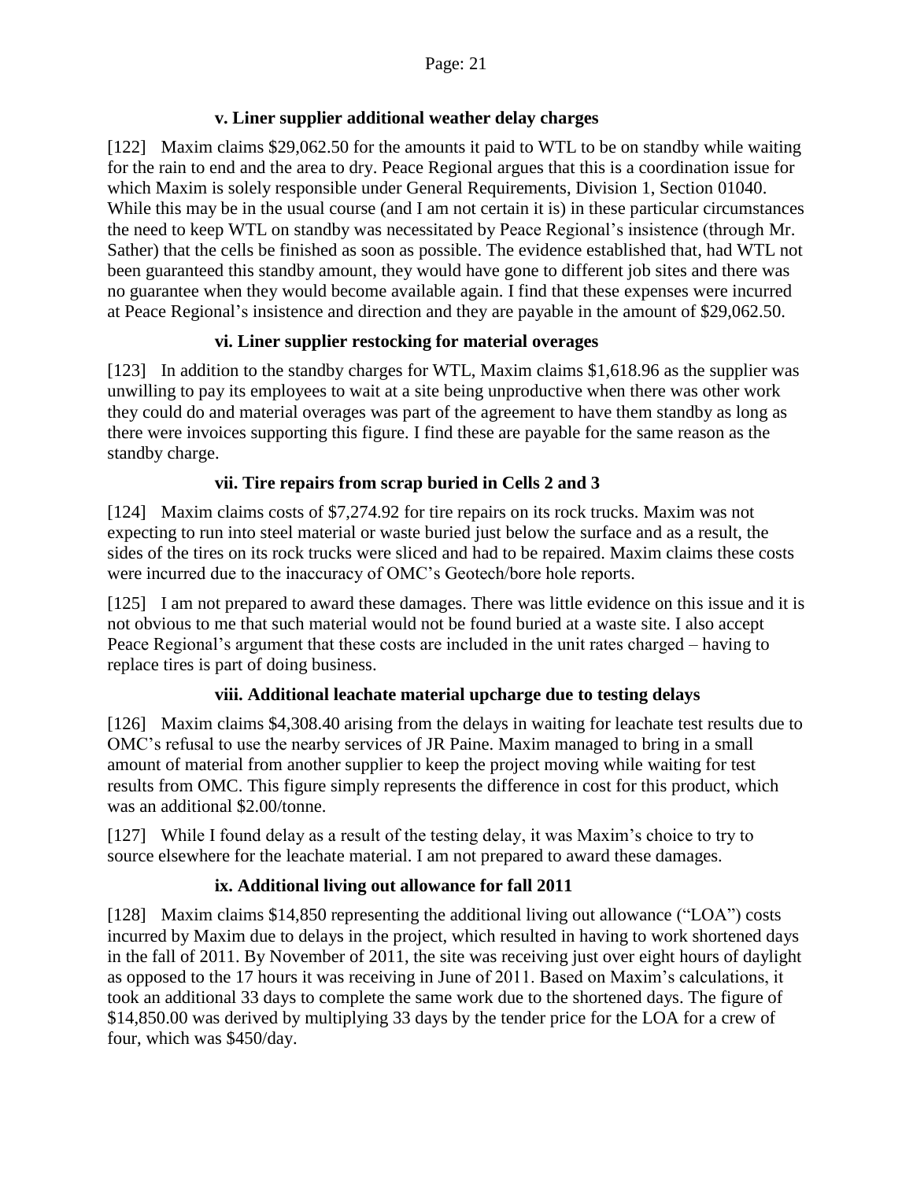#### v. Liner supplier additional weather delay charges

[122] Maxim claims $29,062.50 for the amounts it paid to WTL to be on standby while waiting for the rain to end and the area to dry. Peace Regional argues that this is a coordination issue for which Maxim is solely responsible under General Requirements, Division 1, Section 01040. While this may be in the usual course (and I am not certain it is) in these particular circumstances the need to keep WTL on standby was necessitated by Peace Regional's insistence (through Mr. Sather) that the cells be finished as soon as possible. The evidence established that, had WTL not been guaranteed this standby amount, they would have gone to different job sites and there was no guarantee when they would become available again. I find that these expenses were incurred at Peace Regional's insistence and direction and they are payable in the amount of $29,062.50.

#### vi. Liner supplier restocking for material overages

[123] In addition to the standby charges for WTL, Maxim claims $1,618.96 as the supplier was unwilling to pay its employees to wait at a site being unproductive when there was other work they could do and material overages was part of the agreement to have them standby as long as there were invoices supporting this figure. I find these are payable for the same reason as the standby charge.

#### vii. Tire repairs from scrap buried in Cells 2 and 3

[124] Maxim claims costs of $7,274.92 for tire repairs on its rock trucks. Maxim was not expecting to run into steel material or waste buried just below the surface and as a result, the sides of the tires on its rock trucks were sliced and had to be repaired. Maxim claims these costs were incurred due to the inaccuracy of OMC's Geotech/bore hole reports.

[125] I am not prepared to award these damages. There was little evidence on this issue and it is not obvious to me that such material would not be found buried at a waste site. I also accept Peace Regional's argument that these costs are included in the unit rates charged – having to replace tires is part of doing business.

#### viii. Additional leachate material upcharge due to testing delays

[126] Maxim claims $4,308.40 arising from the delays in waiting for leachate test results due to OMC's refusal to use the nearby services of JR Paine. Maxim managed to bring in a small amount of material from another supplier to keep the project moving while waiting for test results from OMC. This figure simply represents the difference in cost for this product, which was an additional $2.00/tonne.

[127] While I found delay as a result of the testing delay, it was Maxim's choice to try to source elsewhere for the leachate material. I am not prepared to award these damages.

#### ix. Additional living out allowance for fall 2011

[128] Maxim claims $14,850 representing the additional living out allowance ("LOA") costs incurred by Maxim due to delays in the project, which resulted in having to work shortened days in the fall of 2011. By November of 2011, the site was receiving just over eight hours of daylight as opposed to the 17 hours it was receiving in June of 2011. Based on Maxim's calculations, it took an additional 33 days to complete the same work due to the shortened days. The figure of $14,850.00 was derived by multiplying 33 days by the tender price for the LOA for a crew of four, which was $450/day.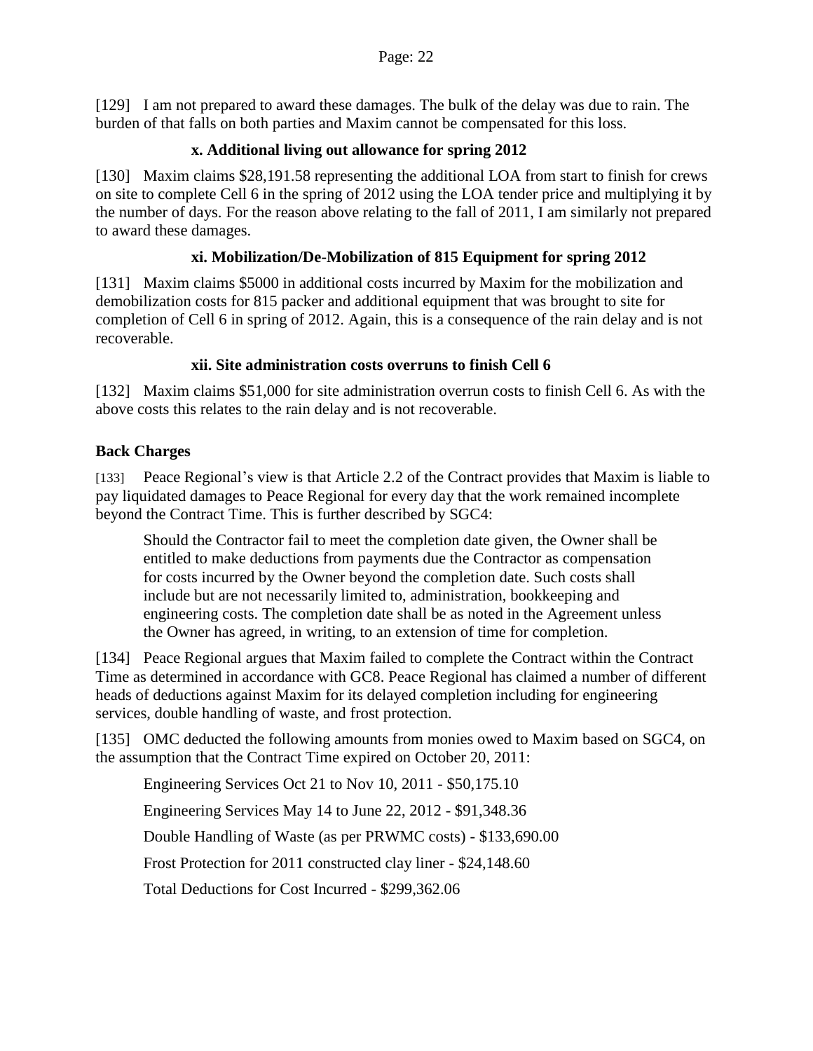[129] I am not prepared to award these damages. The bulk of the delay was due to rain. The burden of that falls on both parties and Maxim cannot be compensated for this loss.

### x. Additional living out allowance for spring 2012

[130] Maxim claims $28,191.58 representing the additional LOA from start to finish for crews on site to complete Cell 6 in the spring of 2012 using the LOA tender price and multiplying it by the number of days. For the reason above relating to the fall of 2011, I am similarly not prepared to award these damages.

### xi. Mobilization/De-Mobilization of 815 Equipment for spring 2012

[131] Maxim claims $5000 in additional costs incurred by Maxim for the mobilization and demobilization costs for 815 packer and additional equipment that was brought to site for completion of Cell 6 in spring of 2012. Again, this is a consequence of the rain delay and is not recoverable.

### xii. Site administration costs overruns to finish Cell 6

[132] Maxim claims $51,000 for site administration overrun costs to finish Cell 6. As with the above costs this relates to the rain delay and is not recoverable.

## Back Charges

[133] Peace Regional's view is that Article 2.2 of the Contract provides that Maxim is liable to pay liquidated damages to Peace Regional for every day that the work remained incomplete beyond the Contract Time. This is further described by SGC4:

> Should the Contractor fail to meet the completion date given, the Owner shall be entitled to make deductions from payments due the Contractor as compensation for costs incurred by the Owner beyond the completion date. Such costs shall include but are not necessarily limited to, administration, bookkeeping and engineering costs. The completion date shall be as noted in the Agreement unless the Owner has agreed, in writing, to an extension of time for completion.

[134] Peace Regional argues that Maxim failed to complete the Contract within the Contract Time as determined in accordance with GC8. Peace Regional has claimed a number of different heads of deductions against Maxim for its delayed completion including for engineering services, double handling of waste, and frost protection.

[135] OMC deducted the following amounts from monies owed to Maxim based on SGC4, on the assumption that the Contract Time expired on October 20, 2011:

> Engineering Services Oct 21 to Nov 10, 2011 - $50,175.10
>
> Engineering Services May 14 to June 22, 2012 - $91,348.36
>
> Double Handling of Waste (as per PRWMC costs) - $133,690.00
>
> Frost Protection for 2011 constructed clay liner - $24,148.60
>
> Total Deductions for Cost Incurred - $299,362.06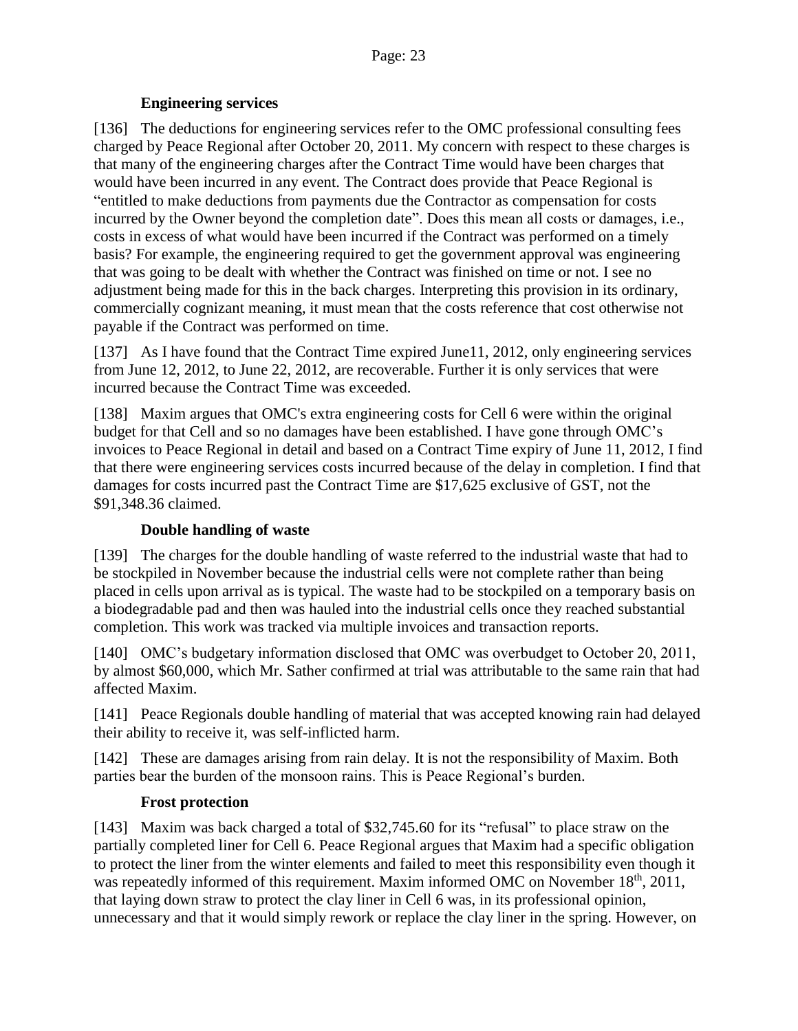### Engineering services

[136] The deductions for engineering services refer to the OMC professional consulting fees charged by Peace Regional after October 20, 2011. My concern with respect to these charges is that many of the engineering charges after the Contract Time would have been charges that would have been incurred in any event. The Contract does provide that Peace Regional is "entitled to make deductions from payments due the Contractor as compensation for costs incurred by the Owner beyond the completion date". Does this mean all costs or damages, i.e., costs in excess of what would have been incurred if the Contract was performed on a timely basis? For example, the engineering required to get the government approval was engineering that was going to be dealt with whether the Contract was finished on time or not. I see no adjustment being made for this in the back charges. Interpreting this provision in its ordinary, commercially cognizant meaning, it must mean that the costs reference that cost otherwise not payable if the Contract was performed on time.

[137] As I have found that the Contract Time expired June11, 2012, only engineering services from June 12, 2012, to June 22, 2012, are recoverable. Further it is only services that were incurred because the Contract Time was exceeded.

[138] Maxim argues that OMC's extra engineering costs for Cell 6 were within the original budget for that Cell and so no damages have been established. I have gone through OMC's invoices to Peace Regional in detail and based on a Contract Time expiry of June 11, 2012, I find that there were engineering services costs incurred because of the delay in completion. I find that damages for costs incurred past the Contract Time are $17,625 exclusive of GST, not the $91,348.36 claimed.

### Double handling of waste

[139] The charges for the double handling of waste referred to the industrial waste that had to be stockpiled in November because the industrial cells were not complete rather than being placed in cells upon arrival as is typical. The waste had to be stockpiled on a temporary basis on a biodegradable pad and then was hauled into the industrial cells once they reached substantial completion. This work was tracked via multiple invoices and transaction reports.

[140] OMC's budgetary information disclosed that OMC was overbudget to October 20, 2011, by almost $60,000, which Mr. Sather confirmed at trial was attributable to the same rain that had affected Maxim.

[141] Peace Regionals double handling of material that was accepted knowing rain had delayed their ability to receive it, was self-inflicted harm.

[142] These are damages arising from rain delay. It is not the responsibility of Maxim. Both parties bear the burden of the monsoon rains. This is Peace Regional's burden.

### Frost protection

[143] Maxim was back charged a total of $32,745.60 for its "refusal" to place straw on the partially completed liner for Cell 6. Peace Regional argues that Maxim had a specific obligation to protect the liner from the winter elements and failed to meet this responsibility even though it was repeatedly informed of this requirement. Maxim informed OMC on November 18th, 2011, that laying down straw to protect the clay liner in Cell 6 was, in its professional opinion, unnecessary and that it would simply rework or replace the clay liner in the spring. However, on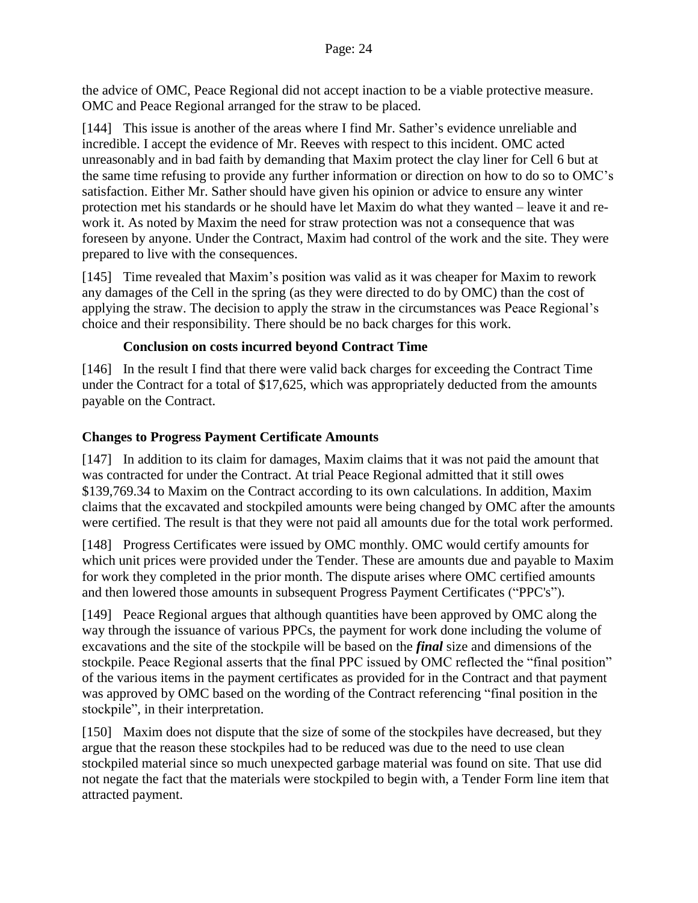the advice of OMC, Peace Regional did not accept inaction to be a viable protective measure. OMC and Peace Regional arranged for the straw to be placed.

[144] This issue is another of the areas where I find Mr. Sather's evidence unreliable and incredible. I accept the evidence of Mr. Reeves with respect to this incident. OMC acted unreasonably and in bad faith by demanding that Maxim protect the clay liner for Cell 6 but at the same time refusing to provide any further information or direction on how to do so to OMC's satisfaction. Either Mr. Sather should have given his opinion or advice to ensure any winter protection met his standards or he should have let Maxim do what they wanted – leave it and re-work it. As noted by Maxim the need for straw protection was not a consequence that was foreseen by anyone. Under the Contract, Maxim had control of the work and the site. They were prepared to live with the consequences.

[145] Time revealed that Maxim's position was valid as it was cheaper for Maxim to rework any damages of the Cell in the spring (as they were directed to do by OMC) than the cost of applying the straw. The decision to apply the straw in the circumstances was Peace Regional's choice and their responsibility. There should be no back charges for this work.

#### Conclusion on costs incurred beyond Contract Time

[146] In the result I find that there were valid back charges for exceeding the Contract Time under the Contract for a total of $17,625, which was appropriately deducted from the amounts payable on the Contract.

### Changes to Progress Payment Certificate Amounts

[147] In addition to its claim for damages, Maxim claims that it was not paid the amount that was contracted for under the Contract. At trial Peace Regional admitted that it still owes $139,769.34 to Maxim on the Contract according to its own calculations. In addition, Maxim claims that the excavated and stockpiled amounts were being changed by OMC after the amounts were certified. The result is that they were not paid all amounts due for the total work performed.

[148] Progress Certificates were issued by OMC monthly. OMC would certify amounts for which unit prices were provided under the Tender. These are amounts due and payable to Maxim for work they completed in the prior month. The dispute arises where OMC certified amounts and then lowered those amounts in subsequent Progress Payment Certificates ("PPC's").

[149] Peace Regional argues that although quantities have been approved by OMC along the way through the issuance of various PPCs, the payment for work done including the volume of excavations and the site of the stockpile will be based on the ***final*** size and dimensions of the stockpile. Peace Regional asserts that the final PPC issued by OMC reflected the "final position" of the various items in the payment certificates as provided for in the Contract and that payment was approved by OMC based on the wording of the Contract referencing "final position in the stockpile", in their interpretation.

[150] Maxim does not dispute that the size of some of the stockpiles have decreased, but they argue that the reason these stockpiles had to be reduced was due to the need to use clean stockpiled material since so much unexpected garbage material was found on site. That use did not negate the fact that the materials were stockpiled to begin with, a Tender Form line item that attracted payment.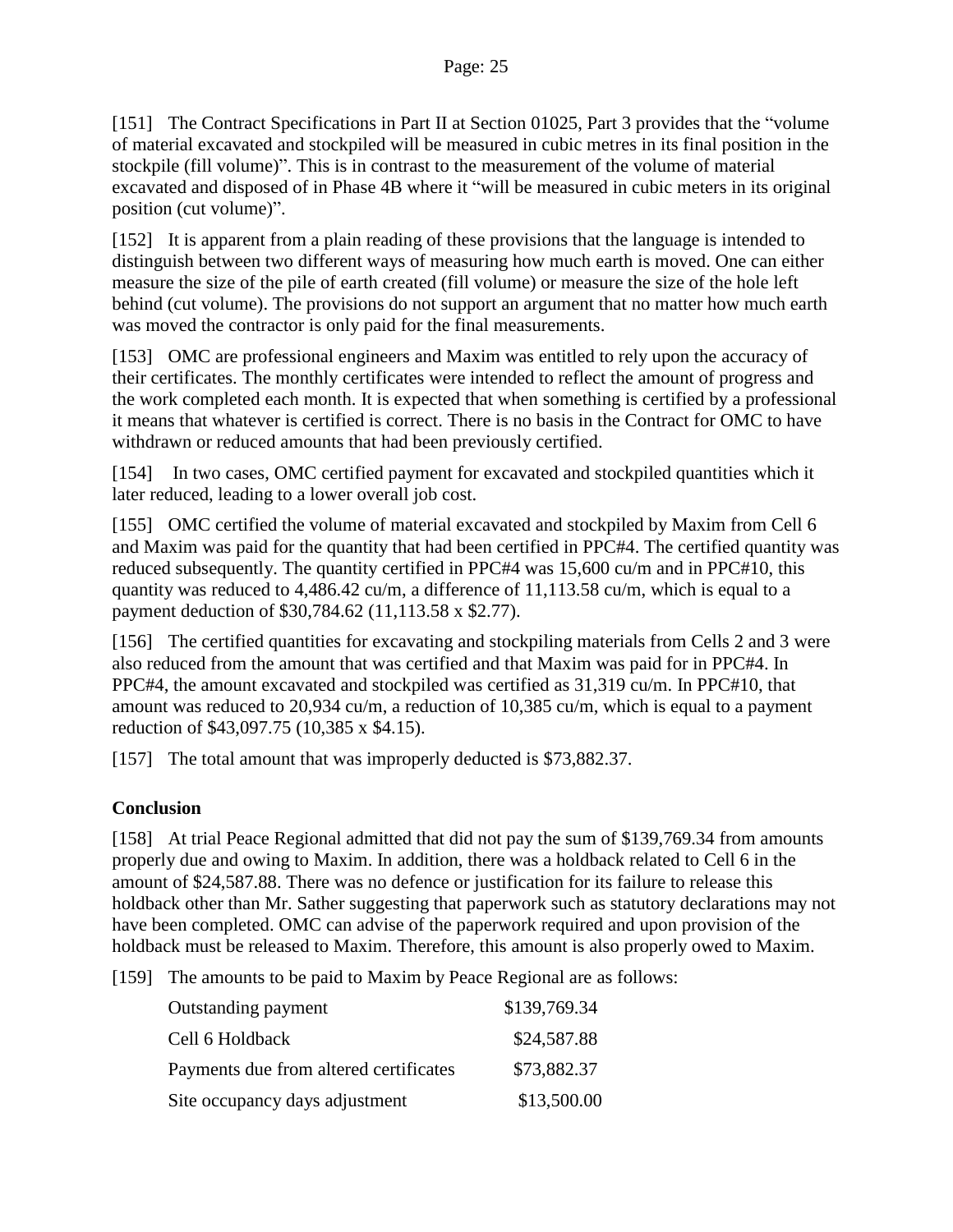[151] The Contract Specifications in Part II at Section 01025, Part 3 provides that the "volume of material excavated and stockpiled will be measured in cubic metres in its final position in the stockpile (fill volume)". This is in contrast to the measurement of the volume of material excavated and disposed of in Phase 4B where it "will be measured in cubic meters in its original position (cut volume)".

[152] It is apparent from a plain reading of these provisions that the language is intended to distinguish between two different ways of measuring how much earth is moved. One can either measure the size of the pile of earth created (fill volume) or measure the size of the hole left behind (cut volume). The provisions do not support an argument that no matter how much earth was moved the contractor is only paid for the final measurements.

[153] OMC are professional engineers and Maxim was entitled to rely upon the accuracy of their certificates. The monthly certificates were intended to reflect the amount of progress and the work completed each month. It is expected that when something is certified by a professional it means that whatever is certified is correct. There is no basis in the Contract for OMC to have withdrawn or reduced amounts that had been previously certified.

[154] In two cases, OMC certified payment for excavated and stockpiled quantities which it later reduced, leading to a lower overall job cost.

[155] OMC certified the volume of material excavated and stockpiled by Maxim from Cell 6 and Maxim was paid for the quantity that had been certified in PPC#4. The certified quantity was reduced subsequently. The quantity certified in PPC#4 was 15,600 cu/m and in PPC#10, this quantity was reduced to 4,486.42 cu/m, a difference of 11,113.58 cu/m, which is equal to a payment deduction of $30,784.62 (11,113.58 x $2.77).

[156] The certified quantities for excavating and stockpiling materials from Cells 2 and 3 were also reduced from the amount that was certified and that Maxim was paid for in PPC#4. In PPC#4, the amount excavated and stockpiled was certified as 31,319 cu/m. In PPC#10, that amount was reduced to 20,934 cu/m, a reduction of 10,385 cu/m, which is equal to a payment reduction of $43,097.75 (10,385 x $4.15).

[157] The total amount that was improperly deducted is $73,882.37.

**Conclusion**

[158] At trial Peace Regional admitted that did not pay the sum of $139,769.34 from amounts properly due and owing to Maxim. In addition, there was a holdback related to Cell 6 in the amount of $24,587.88. There was no defence or justification for its failure to release this holdback other than Mr. Sather suggesting that paperwork such as statutory declarations may not have been completed. OMC can advise of the paperwork required and upon provision of the holdback must be released to Maxim. Therefore, this amount is also properly owed to Maxim.

[159] The amounts to be paid to Maxim by Peace Regional are as follows:

| | |
|---|---|
| Outstanding payment | $139,769.34 |
| Cell 6 Holdback | $24,587.88 |
| Payments due from altered certificates | $73,882.37 |
| Site occupancy days adjustment | $13,500.00 |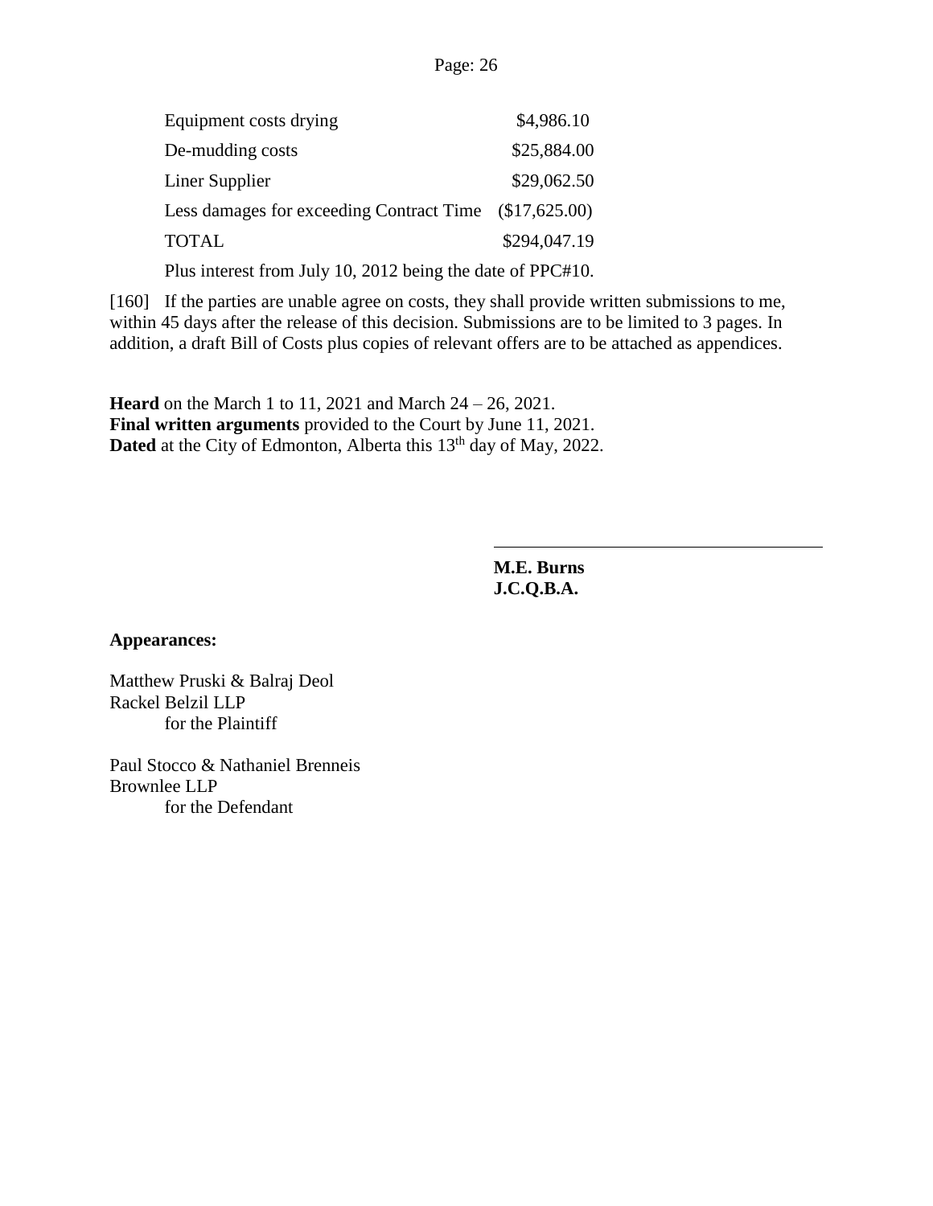| | |
|---|---|
| Equipment costs drying | $4,986.10 |
| De-mudding costs | $25,884.00 |
| Liner Supplier | $29,062.50 |
| Less damages for exceeding Contract Time | ($17,625.00) |
| TOTAL | $294,047.19 |

Plus interest from July 10, 2012 being the date of PPC#10.

[160] If the parties are unable agree on costs, they shall provide written submissions to me, within 45 days after the release of this decision. Submissions are to be limited to 3 pages. In addition, a draft Bill of Costs plus copies of relevant offers are to be attached as appendices.

**Heard** on the March 1 to 11, 2021 and March 24 – 26, 2021.
**Final written arguments** provided to the Court by June 11, 2021.
**Dated** at the City of Edmonton, Alberta this 13th day of May, 2022.

**M.E. Burns**
**J.C.Q.B.A.**

**Appearances:**

Matthew Pruski & Balraj Deol
Rackel Belzil LLP
for the Plaintiff

Paul Stocco & Nathaniel Brenneis
Brownlee LLP
for the Defendant